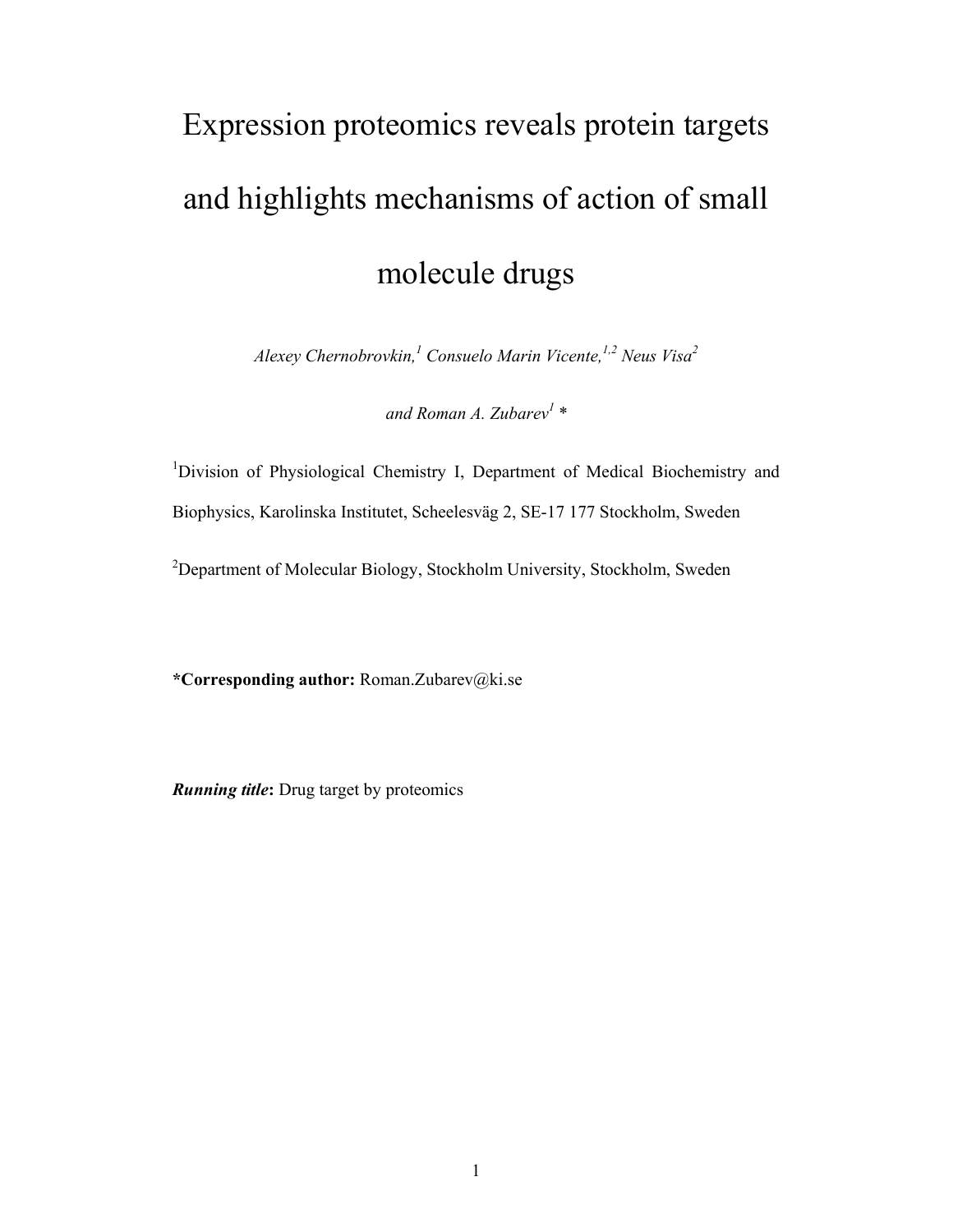# Expression proteomics reveals protein targets and highlights mechanisms of action of small molecule drugs

*Alexey Chernobrovkin,[1] Consuelo Marin Vicente,[1,2] Neus Visa[2]*

*and Roman A. Zubarev[1] \**

[1]Division of Physiological Chemistry I, Department of Medical Biochemistry and Biophysics, Karolinska Institutet, Scheelesväg 2, SE-17 177 Stockholm, Sweden

[2]Department of Molecular Biology, Stockholm University, Stockholm, Sweden

**\*Corresponding author:** Roman.Zubarev@ki.se

***Running title*:** Drug target by proteomics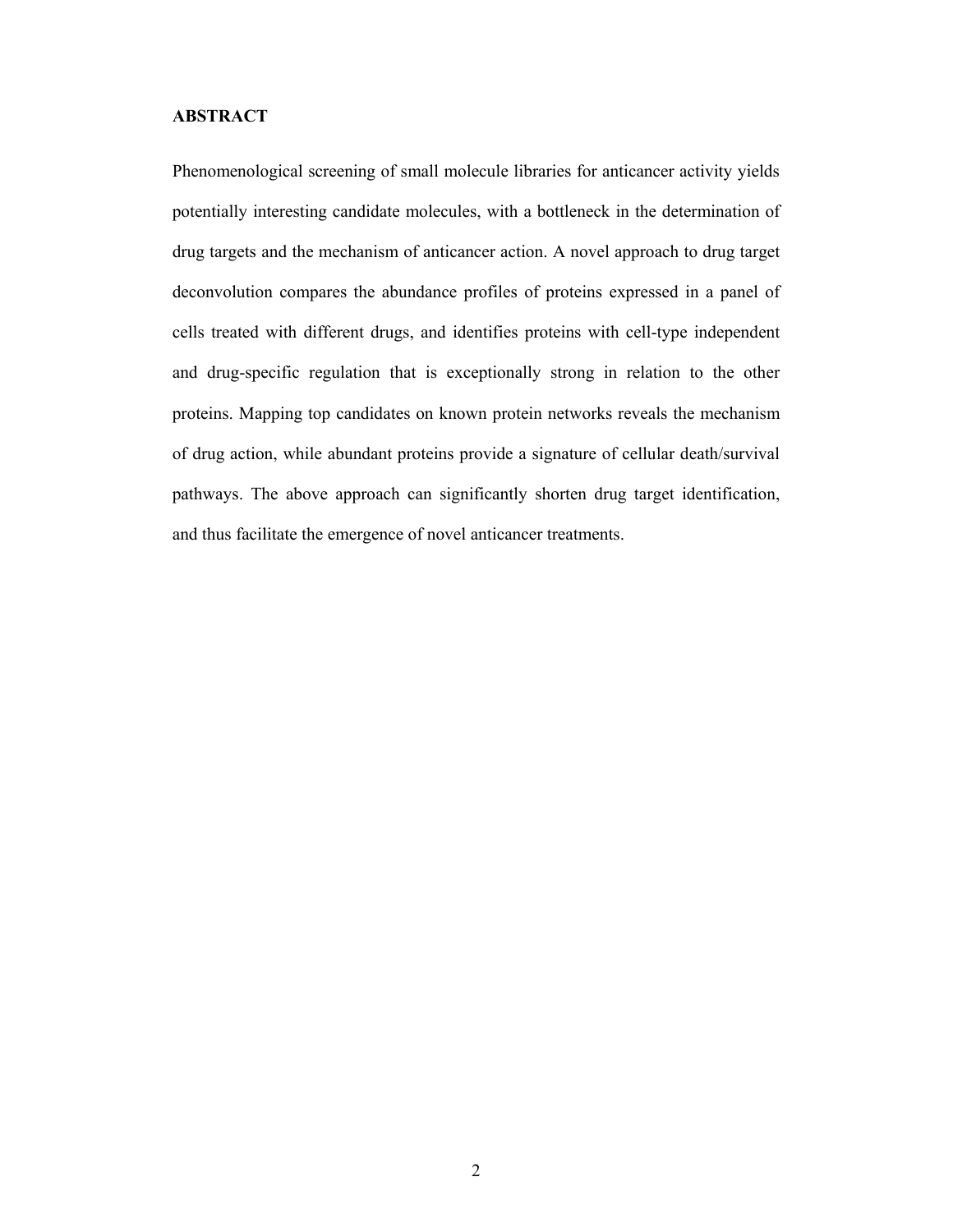## ABSTRACT

Phenomenological screening of small molecule libraries for anticancer activity yields potentially interesting candidate molecules, with a bottleneck in the determination of drug targets and the mechanism of anticancer action. A novel approach to drug target deconvolution compares the abundance profiles of proteins expressed in a panel of cells treated with different drugs, and identifies proteins with cell-type independent and drug-specific regulation that is exceptionally strong in relation to the other proteins. Mapping top candidates on known protein networks reveals the mechanism of drug action, while abundant proteins provide a signature of cellular death/survival pathways. The above approach can significantly shorten drug target identification, and thus facilitate the emergence of novel anticancer treatments.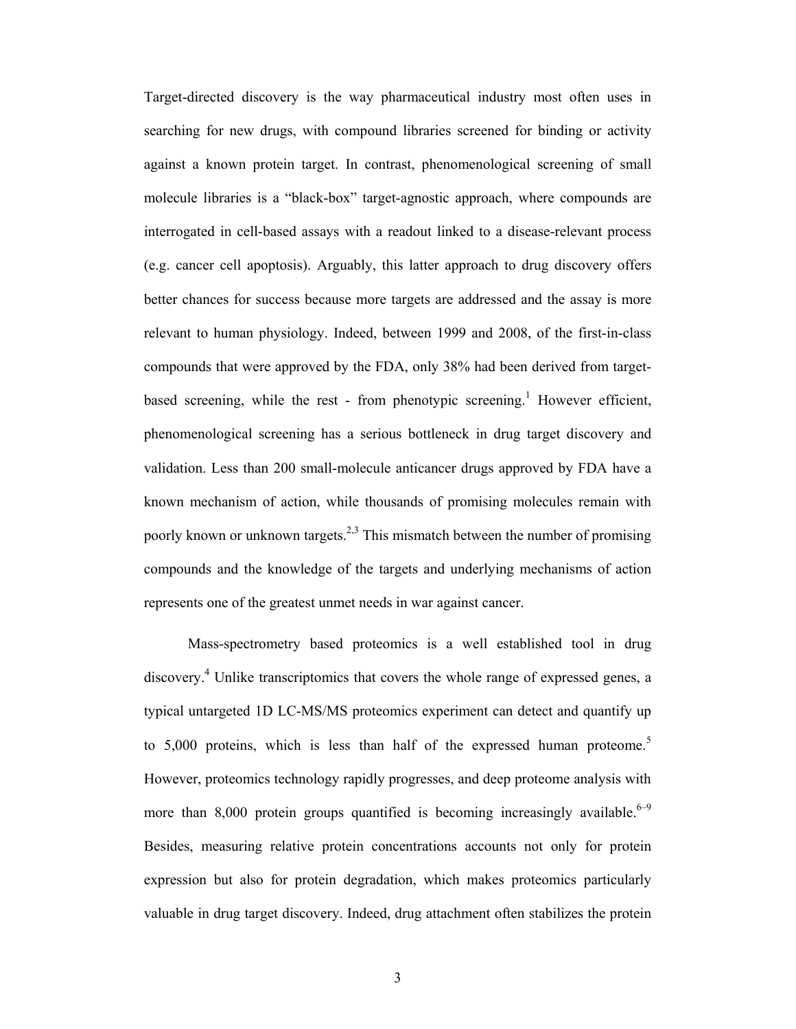Target-directed discovery is the way pharmaceutical industry most often uses in searching for new drugs, with compound libraries screened for binding or activity against a known protein target. In contrast, phenomenological screening of small molecule libraries is a "black-box" target-agnostic approach, where compounds are interrogated in cell-based assays with a readout linked to a disease-relevant process (e.g. cancer cell apoptosis). Arguably, this latter approach to drug discovery offers better chances for success because more targets are addressed and the assay is more relevant to human physiology. Indeed, between 1999 and 2008, of the first-in-class compounds that were approved by the FDA, only 38% had been derived from target-based screening, while the rest - from phenotypic screening.[1] However efficient, phenomenological screening has a serious bottleneck in drug target discovery and validation. Less than 200 small-molecule anticancer drugs approved by FDA have a known mechanism of action, while thousands of promising molecules remain with poorly known or unknown targets.[2,3] This mismatch between the number of promising compounds and the knowledge of the targets and underlying mechanisms of action represents one of the greatest unmet needs in war against cancer.

Mass-spectrometry based proteomics is a well established tool in drug discovery.[4] Unlike transcriptomics that covers the whole range of expressed genes, a typical untargeted 1D LC-MS/MS proteomics experiment can detect and quantify up to 5,000 proteins, which is less than half of the expressed human proteome.[5] However, proteomics technology rapidly progresses, and deep proteome analysis with more than 8,000 protein groups quantified is becoming increasingly available.[6–9] Besides, measuring relative protein concentrations accounts not only for protein expression but also for protein degradation, which makes proteomics particularly valuable in drug target discovery. Indeed, drug attachment often stabilizes the protein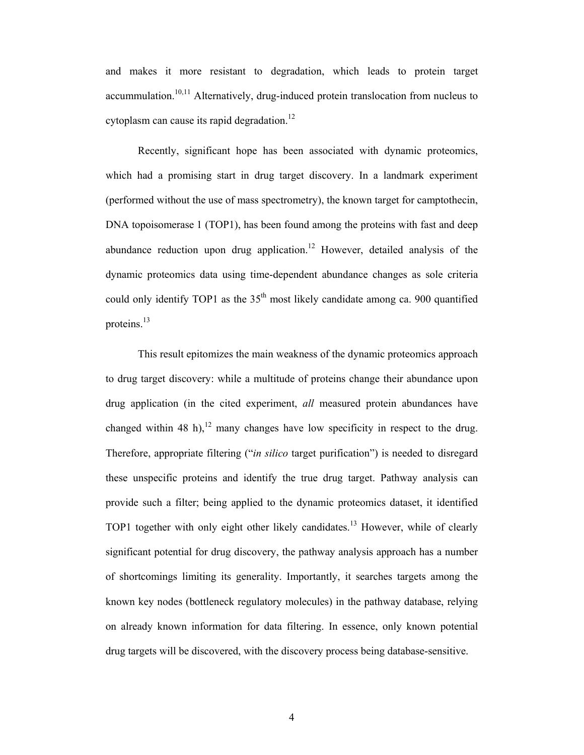and makes it more resistant to degradation, which leads to protein target accummulation.[10,11] Alternatively, drug-induced protein translocation from nucleus to cytoplasm can cause its rapid degradation.[12]

Recently, significant hope has been associated with dynamic proteomics, which had a promising start in drug target discovery. In a landmark experiment (performed without the use of mass spectrometry), the known target for camptothecin, DNA topoisomerase 1 (TOP1), has been found among the proteins with fast and deep abundance reduction upon drug application.[12] However, detailed analysis of the dynamic proteomics data using time-dependent abundance changes as sole criteria could only identify TOP1 as the 35$^{th}$ most likely candidate among ca. 900 quantified proteins.[13]

This result epitomizes the main weakness of the dynamic proteomics approach to drug target discovery: while a multitude of proteins change their abundance upon drug application (in the cited experiment, *all* measured protein abundances have changed within 48 h),[12] many changes have low specificity in respect to the drug. Therefore, appropriate filtering ("*in silico* target purification") is needed to disregard these unspecific proteins and identify the true drug target. Pathway analysis can provide such a filter; being applied to the dynamic proteomics dataset, it identified TOP1 together with only eight other likely candidates.[13] However, while of clearly significant potential for drug discovery, the pathway analysis approach has a number of shortcomings limiting its generality. Importantly, it searches targets among the known key nodes (bottleneck regulatory molecules) in the pathway database, relying on already known information for data filtering. In essence, only known potential drug targets will be discovered, with the discovery process being database-sensitive.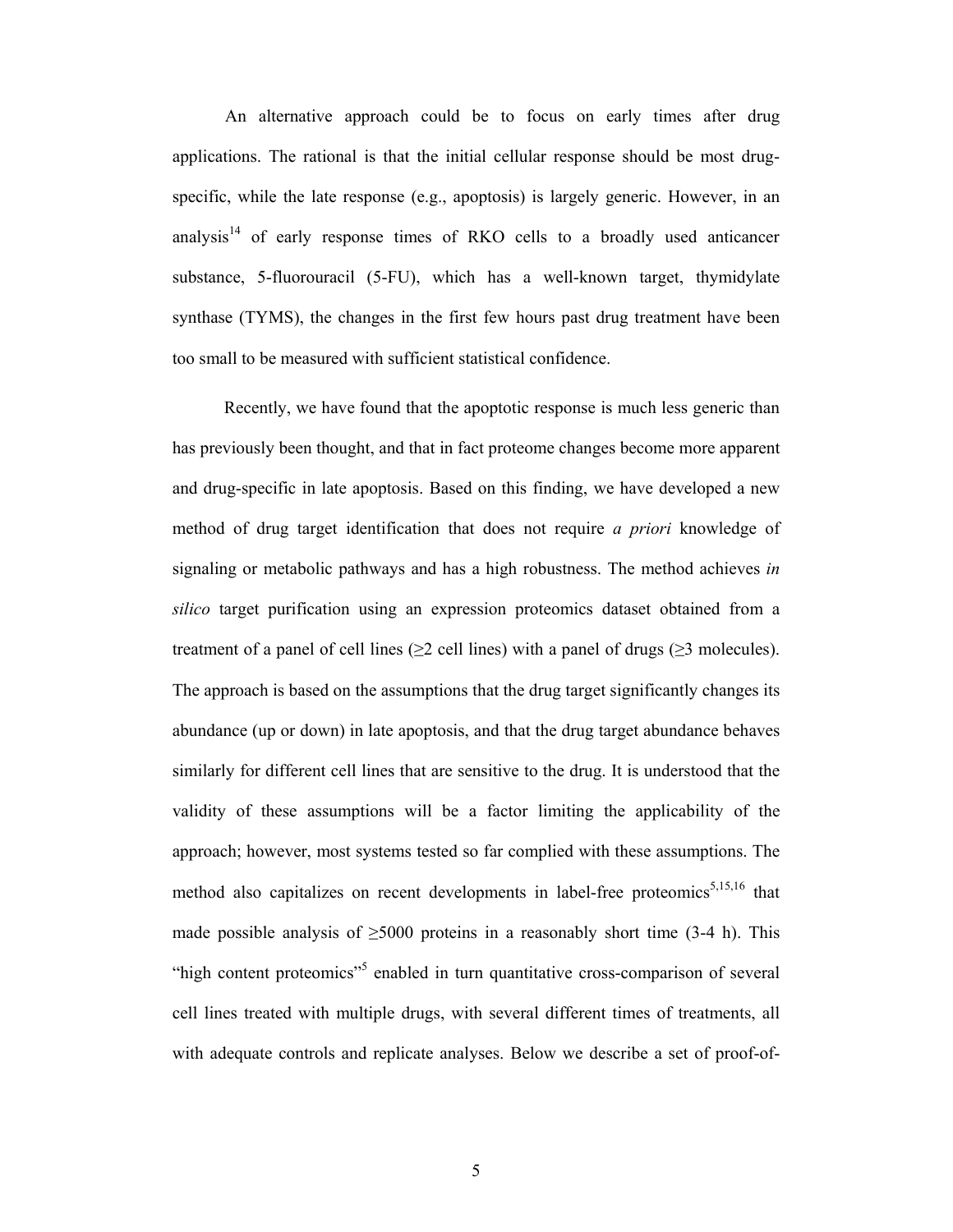An alternative approach could be to focus on early times after drug applications. The rational is that the initial cellular response should be most drug-specific, while the late response (e.g., apoptosis) is largely generic. However, in an analysis[14] of early response times of RKO cells to a broadly used anticancer substance, 5-fluorouracil (5-FU), which has a well-known target, thymidylate synthase (TYMS), the changes in the first few hours past drug treatment have been too small to be measured with sufficient statistical confidence.

Recently, we have found that the apoptotic response is much less generic than has previously been thought, and that in fact proteome changes become more apparent and drug-specific in late apoptosis. Based on this finding, we have developed a new method of drug target identification that does not require *a priori* knowledge of signaling or metabolic pathways and has a high robustness. The method achieves *in silico* target purification using an expression proteomics dataset obtained from a treatment of a panel of cell lines (≥2 cell lines) with a panel of drugs (≥3 molecules). The approach is based on the assumptions that the drug target significantly changes its abundance (up or down) in late apoptosis, and that the drug target abundance behaves similarly for different cell lines that are sensitive to the drug. It is understood that the validity of these assumptions will be a factor limiting the applicability of the approach; however, most systems tested so far complied with these assumptions. The method also capitalizes on recent developments in label-free proteomics[5,15,16] that made possible analysis of ≥5000 proteins in a reasonably short time (3-4 h). This "high content proteomics"[5] enabled in turn quantitative cross-comparison of several cell lines treated with multiple drugs, with several different times of treatments, all with adequate controls and replicate analyses. Below we describe a set of proof-of-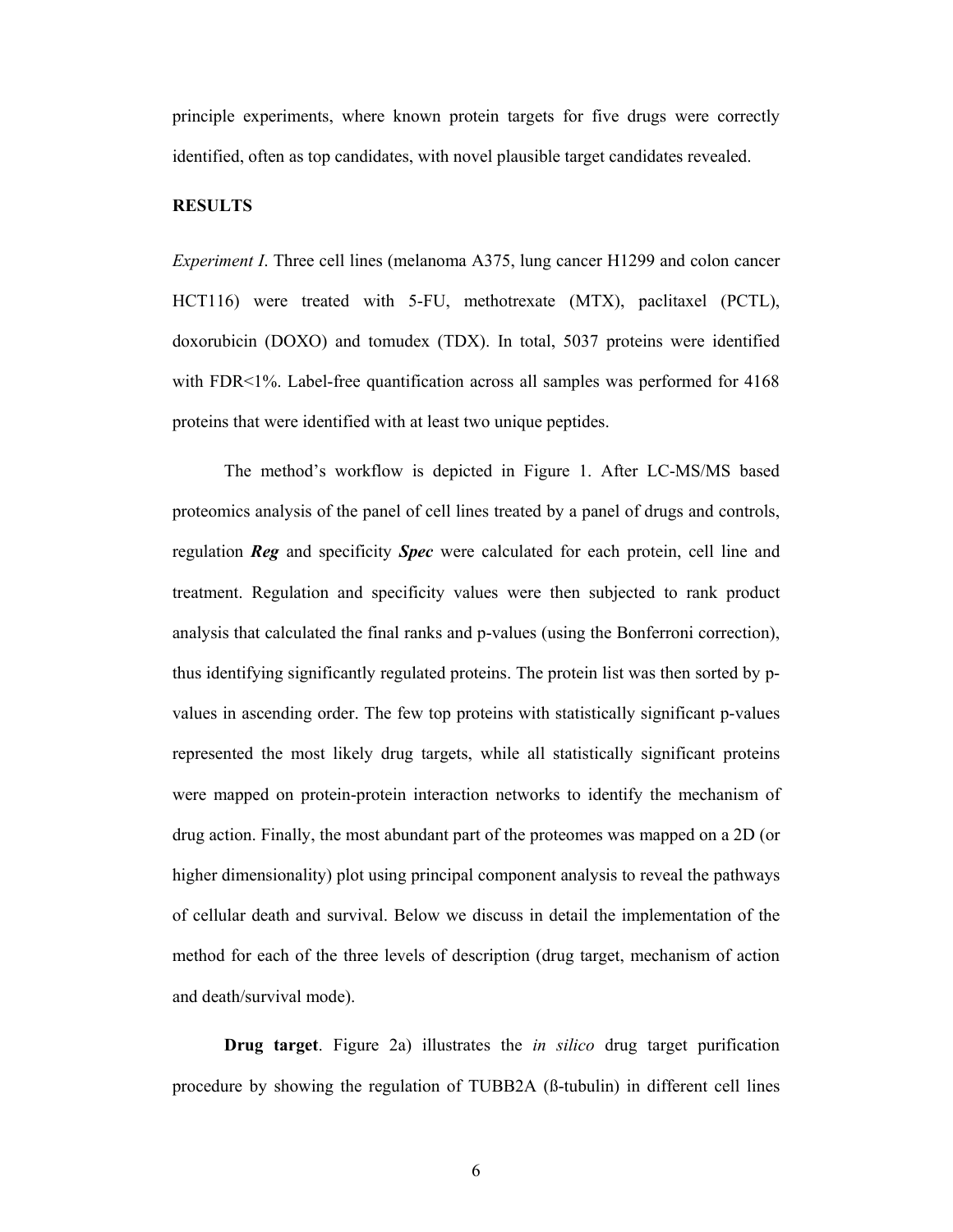principle experiments, where known protein targets for five drugs were correctly identified, often as top candidates, with novel plausible target candidates revealed.

## RESULTS

*Experiment I*. Three cell lines (melanoma A375, lung cancer H1299 and colon cancer HCT116) were treated with 5-FU, methotrexate (MTX), paclitaxel (PCTL), doxorubicin (DOXO) and tomudex (TDX). In total, 5037 proteins were identified with FDR<1%. Label-free quantification across all samples was performed for 4168 proteins that were identified with at least two unique peptides.

The method's workflow is depicted in Figure 1. After LC-MS/MS based proteomics analysis of the panel of cell lines treated by a panel of drugs and controls, regulation ***Reg*** and specificity ***Spec*** were calculated for each protein, cell line and treatment. Regulation and specificity values were then subjected to rank product analysis that calculated the final ranks and p-values (using the Bonferroni correction), thus identifying significantly regulated proteins. The protein list was then sorted by p-values in ascending order. The few top proteins with statistically significant p-values represented the most likely drug targets, while all statistically significant proteins were mapped on protein-protein interaction networks to identify the mechanism of drug action. Finally, the most abundant part of the proteomes was mapped on a 2D (or higher dimensionality) plot using principal component analysis to reveal the pathways of cellular death and survival. Below we discuss in detail the implementation of the method for each of the three levels of description (drug target, mechanism of action and death/survival mode).

**Drug target**. Figure 2a) illustrates the *in silico* drug target purification procedure by showing the regulation of TUBB2A (ß-tubulin) in different cell lines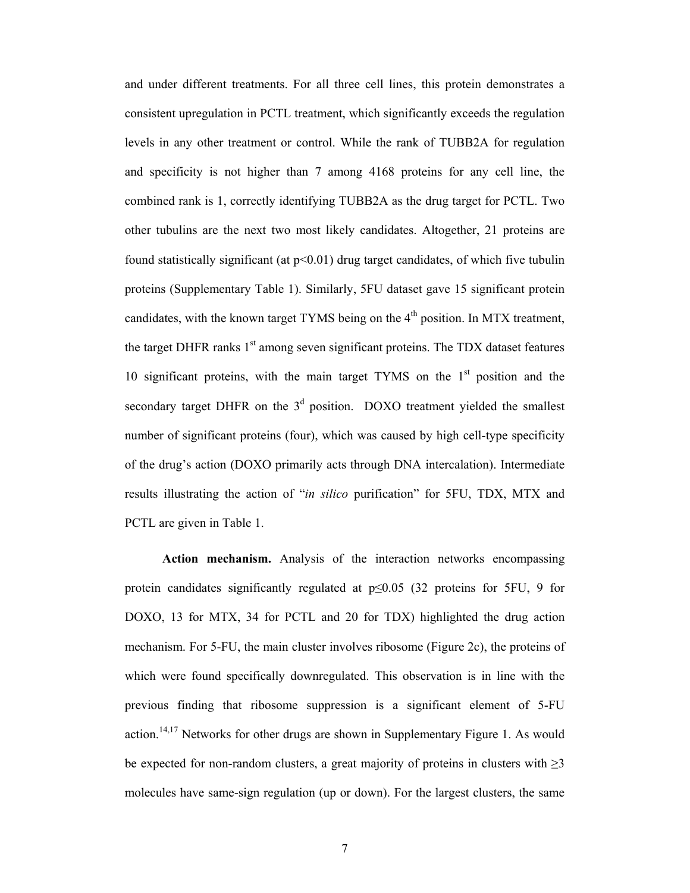and under different treatments. For all three cell lines, this protein demonstrates a consistent upregulation in PCTL treatment, which significantly exceeds the regulation levels in any other treatment or control. While the rank of TUBB2A for regulation and specificity is not higher than 7 among 4168 proteins for any cell line, the combined rank is 1, correctly identifying TUBB2A as the drug target for PCTL. Two other tubulins are the next two most likely candidates. Altogether, 21 proteins are found statistically significant (at $p<0.01$) drug target candidates, of which five tubulin proteins (Supplementary Table 1). Similarly, 5FU dataset gave 15 significant protein candidates, with the known target TYMS being on the 4th position. In MTX treatment, the target DHFR ranks 1st among seven significant proteins. The TDX dataset features 10 significant proteins, with the main target TYMS on the 1st position and the secondary target DHFR on the 3d position. DOXO treatment yielded the smallest number of significant proteins (four), which was caused by high cell-type specificity of the drug's action (DOXO primarily acts through DNA intercalation). Intermediate results illustrating the action of "*in silico* purification" for 5FU, TDX, MTX and PCTL are given in Table 1.

**Action mechanism.** Analysis of the interaction networks encompassing protein candidates significantly regulated at $p\leq 0.05$ (32 proteins for 5FU, 9 for DOXO, 13 for MTX, 34 for PCTL and 20 for TDX) highlighted the drug action mechanism. For 5-FU, the main cluster involves ribosome (Figure 2c), the proteins of which were found specifically downregulated. This observation is in line with the previous finding that ribosome suppression is a significant element of 5-FU action.[14,17] Networks for other drugs are shown in Supplementary Figure 1. As would be expected for non-random clusters, a great majority of proteins in clusters with $\geq 3$ molecules have same-sign regulation (up or down). For the largest clusters, the same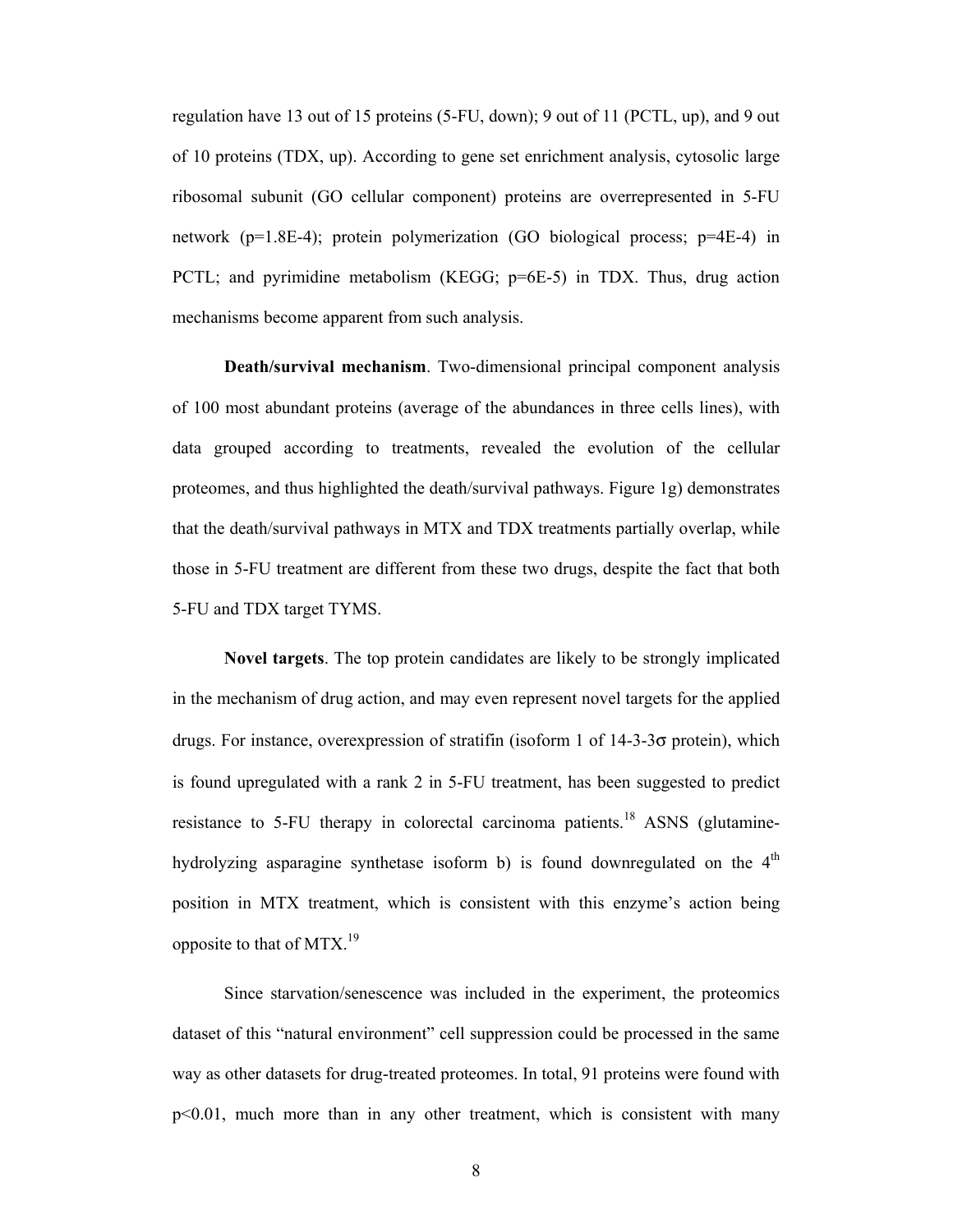regulation have 13 out of 15 proteins (5-FU, down); 9 out of 11 (PCTL, up), and 9 out of 10 proteins (TDX, up). According to gene set enrichment analysis, cytosolic large ribosomal subunit (GO cellular component) proteins are overrepresented in 5-FU network ($p=1.8E-4$); protein polymerization (GO biological process; $p=4E-4$) in PCTL; and pyrimidine metabolism (KEGG; $p=6E-5$) in TDX. Thus, drug action mechanisms become apparent from such analysis.

**Death/survival mechanism**. Two-dimensional principal component analysis of 100 most abundant proteins (average of the abundances in three cells lines), with data grouped according to treatments, revealed the evolution of the cellular proteomes, and thus highlighted the death/survival pathways. Figure 1g) demonstrates that the death/survival pathways in MTX and TDX treatments partially overlap, while those in 5-FU treatment are different from these two drugs, despite the fact that both 5-FU and TDX target TYMS.

**Novel targets**. The top protein candidates are likely to be strongly implicated in the mechanism of drug action, and may even represent novel targets for the applied drugs. For instance, overexpression of stratifin (isoform 1 of 14-3-3σ protein), which is found upregulated with a rank 2 in 5-FU treatment, has been suggested to predict resistance to 5-FU therapy in colorectal carcinoma patients.[18] ASNS (glutamine-hydrolyzing asparagine synthetase isoform b) is found downregulated on the 4$^{th}$ position in MTX treatment, which is consistent with this enzyme's action being opposite to that of MTX.[19]

Since starvation/senescence was included in the experiment, the proteomics dataset of this "natural environment" cell suppression could be processed in the same way as other datasets for drug-treated proteomes. In total, 91 proteins were found with $p<0.01$, much more than in any other treatment, which is consistent with many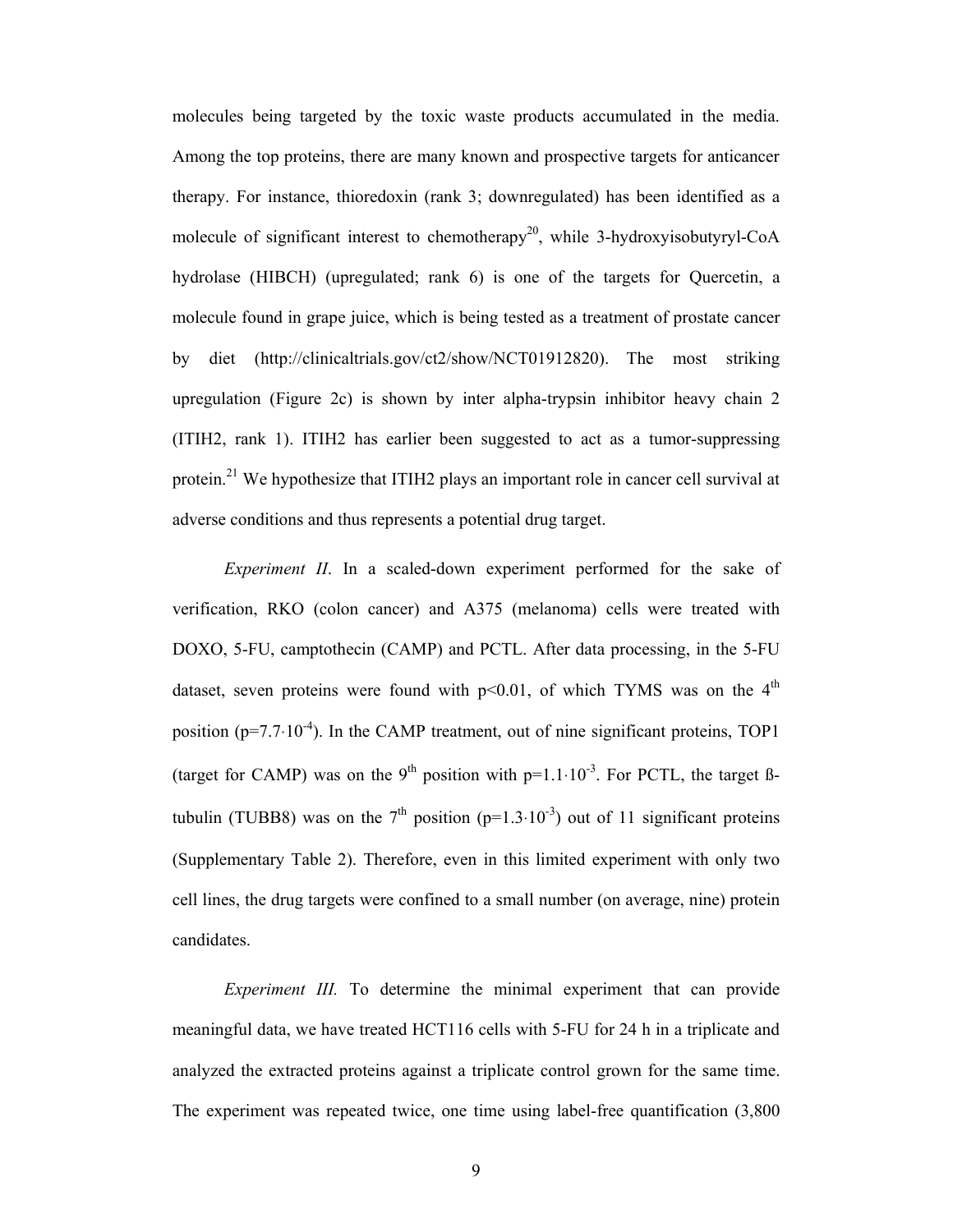molecules being targeted by the toxic waste products accumulated in the media. Among the top proteins, there are many known and prospective targets for anticancer therapy. For instance, thioredoxin (rank 3; downregulated) has been identified as a molecule of significant interest to chemotherapy[20], while 3-hydroxyisobutyryl-CoA hydrolase (HIBCH) (upregulated; rank 6) is one of the targets for Quercetin, a molecule found in grape juice, which is being tested as a treatment of prostate cancer by diet (http://clinicaltrials.gov/ct2/show/NCT01912820). The most striking upregulation (Figure 2c) is shown by inter alpha-trypsin inhibitor heavy chain 2 (ITIH2, rank 1). ITIH2 has earlier been suggested to act as a tumor-suppressing protein.[21] We hypothesize that ITIH2 plays an important role in cancer cell survival at adverse conditions and thus represents a potential drug target.

*Experiment II*. In a scaled-down experiment performed for the sake of verification, RKO (colon cancer) and A375 (melanoma) cells were treated with DOXO, 5-FU, camptothecin (CAMP) and PCTL. After data processing, in the 5-FU dataset, seven proteins were found with $p<0.01$, of which TYMS was on the 4th position ($p=7.7\cdot10^{-4}$). In the CAMP treatment, out of nine significant proteins, TOP1 (target for CAMP) was on the 9th position with $p=1.1\cdot10^{-3}$. For PCTL, the target ß-tubulin (TUBB8) was on the 7th position ($p=1.3\cdot10^{-3}$) out of 11 significant proteins (Supplementary Table 2). Therefore, even in this limited experiment with only two cell lines, the drug targets were confined to a small number (on average, nine) protein candidates.

*Experiment III.* To determine the minimal experiment that can provide meaningful data, we have treated HCT116 cells with 5-FU for 24 h in a triplicate and analyzed the extracted proteins against a triplicate control grown for the same time. The experiment was repeated twice, one time using label-free quantification (3,800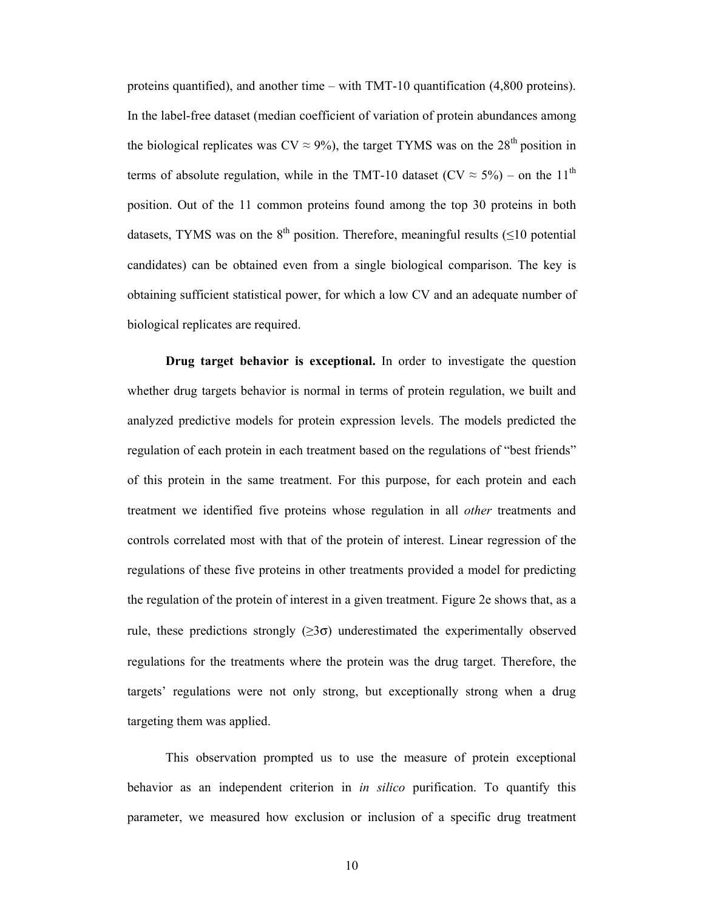proteins quantified), and another time – with TMT-10 quantification (4,800 proteins). In the label-free dataset (median coefficient of variation of protein abundances among the biological replicates was CV ≈ 9%), the target TYMS was on the 28$^{th}$ position in terms of absolute regulation, while in the TMT-10 dataset (CV ≈ 5%) – on the 11$^{th}$ position. Out of the 11 common proteins found among the top 30 proteins in both datasets, TYMS was on the 8$^{th}$ position. Therefore, meaningful results (≤10 potential candidates) can be obtained even from a single biological comparison. The key is obtaining sufficient statistical power, for which a low CV and an adequate number of biological replicates are required.

**Drug target behavior is exceptional.** In order to investigate the question whether drug targets behavior is normal in terms of protein regulation, we built and analyzed predictive models for protein expression levels. The models predicted the regulation of each protein in each treatment based on the regulations of "best friends" of this protein in the same treatment. For this purpose, for each protein and each treatment we identified five proteins whose regulation in all *other* treatments and controls correlated most with that of the protein of interest. Linear regression of the regulations of these five proteins in other treatments provided a model for predicting the regulation of the protein of interest in a given treatment. Figure 2e shows that, as a rule, these predictions strongly (≥3σ) underestimated the experimentally observed regulations for the treatments where the protein was the drug target. Therefore, the targets' regulations were not only strong, but exceptionally strong when a drug targeting them was applied.

This observation prompted us to use the measure of protein exceptional behavior as an independent criterion in *in silico* purification. To quantify this parameter, we measured how exclusion or inclusion of a specific drug treatment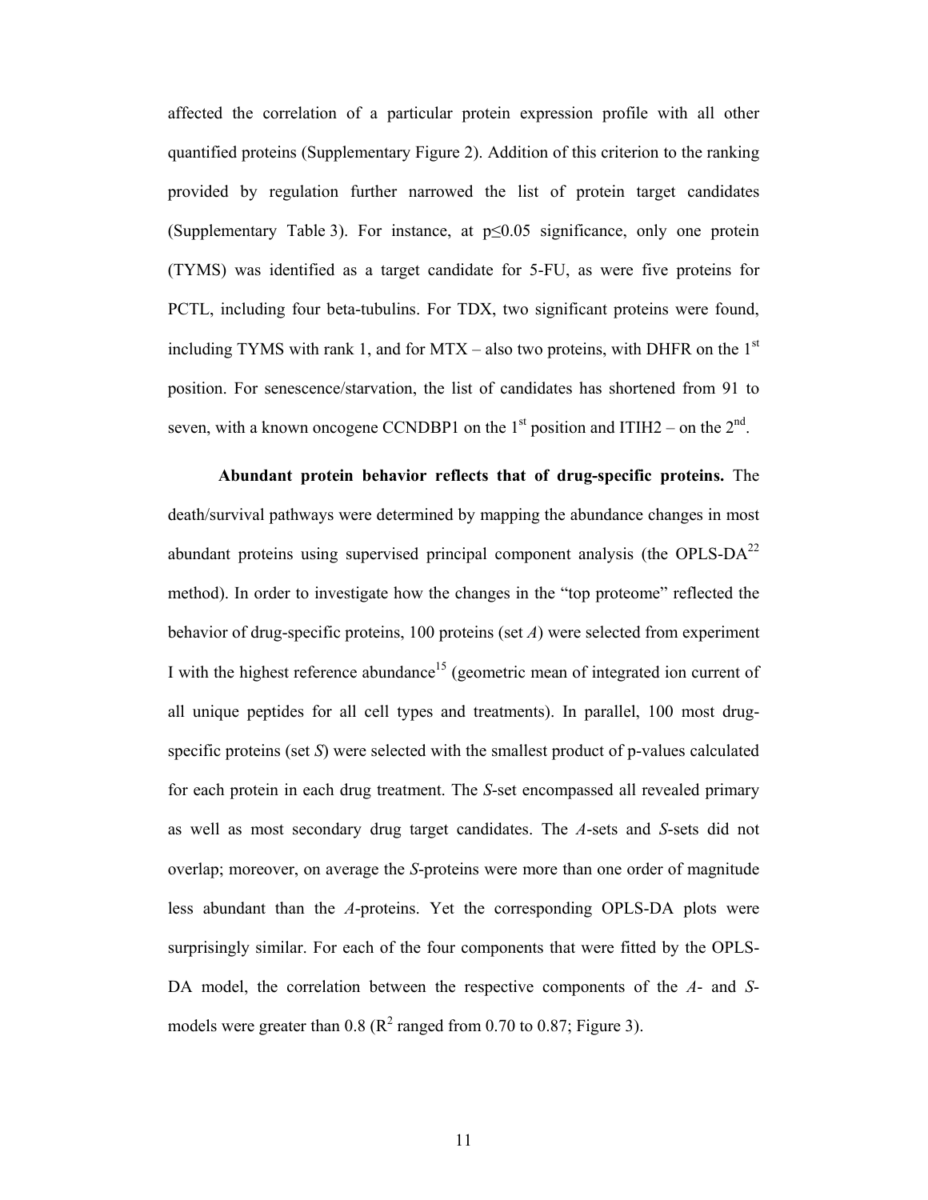affected the correlation of a particular protein expression profile with all other quantified proteins (Supplementary Figure 2). Addition of this criterion to the ranking provided by regulation further narrowed the list of protein target candidates (Supplementary Table 3). For instance, at $p \leq 0.05$ significance, only one protein (TYMS) was identified as a target candidate for 5-FU, as were five proteins for PCTL, including four beta-tubulins. For TDX, two significant proteins were found, including TYMS with rank 1, and for MTX – also two proteins, with DHFR on the 1st position. For senescence/starvation, the list of candidates has shortened from 91 to seven, with a known oncogene CCNDBP1 on the 1st position and ITIH2 – on the 2nd.

**Abundant protein behavior reflects that of drug-specific proteins.** The death/survival pathways were determined by mapping the abundance changes in most abundant proteins using supervised principal component analysis (the OPLS-DA[22] method). In order to investigate how the changes in the "top proteome" reflected the behavior of drug-specific proteins, 100 proteins (set *A*) were selected from experiment I with the highest reference abundance[15] (geometric mean of integrated ion current of all unique peptides for all cell types and treatments). In parallel, 100 most drug-specific proteins (set *S*) were selected with the smallest product of p-values calculated for each protein in each drug treatment. The *S*-set encompassed all revealed primary as well as most secondary drug target candidates. The *A*-sets and *S*-sets did not overlap; moreover, on average the *S*-proteins were more than one order of magnitude less abundant than the *A*-proteins. Yet the corresponding OPLS-DA plots were surprisingly similar. For each of the four components that were fitted by the OPLS-DA model, the correlation between the respective components of the *A*- and *S*-models were greater than 0.8 ($R^2$ ranged from 0.70 to 0.87; Figure 3).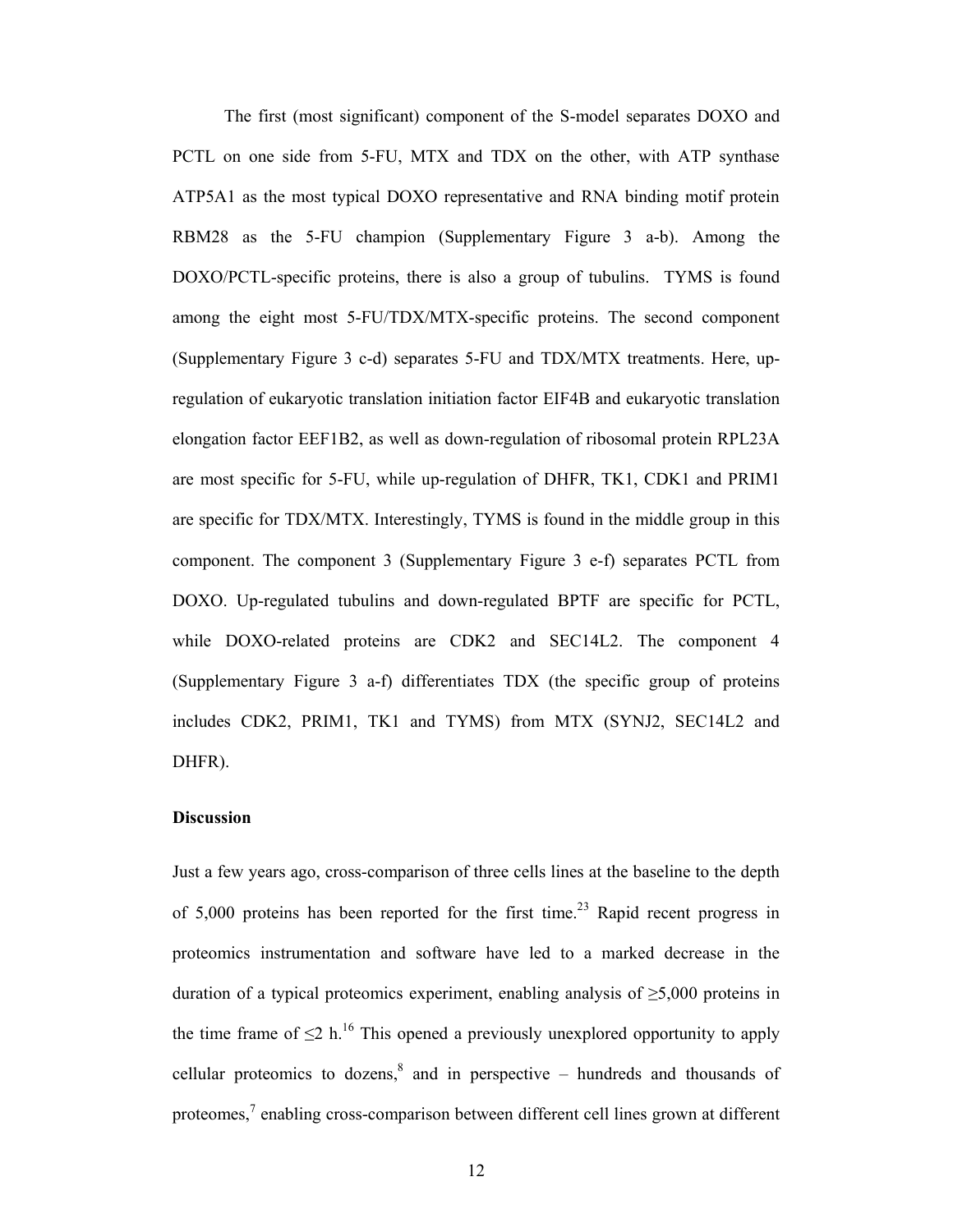The first (most significant) component of the S-model separates DOXO and PCTL on one side from 5-FU, MTX and TDX on the other, with ATP synthase ATP5A1 as the most typical DOXO representative and RNA binding motif protein RBM28 as the 5-FU champion (Supplementary Figure 3 a-b). Among the DOXO/PCTL-specific proteins, there is also a group of tubulins. TYMS is found among the eight most 5-FU/TDX/MTX-specific proteins. The second component (Supplementary Figure 3 c-d) separates 5-FU and TDX/MTX treatments. Here, up-regulation of eukaryotic translation initiation factor EIF4B and eukaryotic translation elongation factor EEF1B2, as well as down-regulation of ribosomal protein RPL23A are most specific for 5-FU, while up-regulation of DHFR, TK1, CDK1 and PRIM1 are specific for TDX/MTX. Interestingly, TYMS is found in the middle group in this component. The component 3 (Supplementary Figure 3 e-f) separates PCTL from DOXO. Up-regulated tubulins and down-regulated BPTF are specific for PCTL, while DOXO-related proteins are CDK2 and SEC14L2. The component 4 (Supplementary Figure 3 a-f) differentiates TDX (the specific group of proteins includes CDK2, PRIM1, TK1 and TYMS) from MTX (SYNJ2, SEC14L2 and DHFR).

## Discussion

Just a few years ago, cross-comparison of three cells lines at the baseline to the depth of 5,000 proteins has been reported for the first time.[23] Rapid recent progress in proteomics instrumentation and software have led to a marked decrease in the duration of a typical proteomics experiment, enabling analysis of ≥5,000 proteins in the time frame of ≤2 h.[16] This opened a previously unexplored opportunity to apply cellular proteomics to dozens,[8] and in perspective – hundreds and thousands of proteomes,[7] enabling cross-comparison between different cell lines grown at different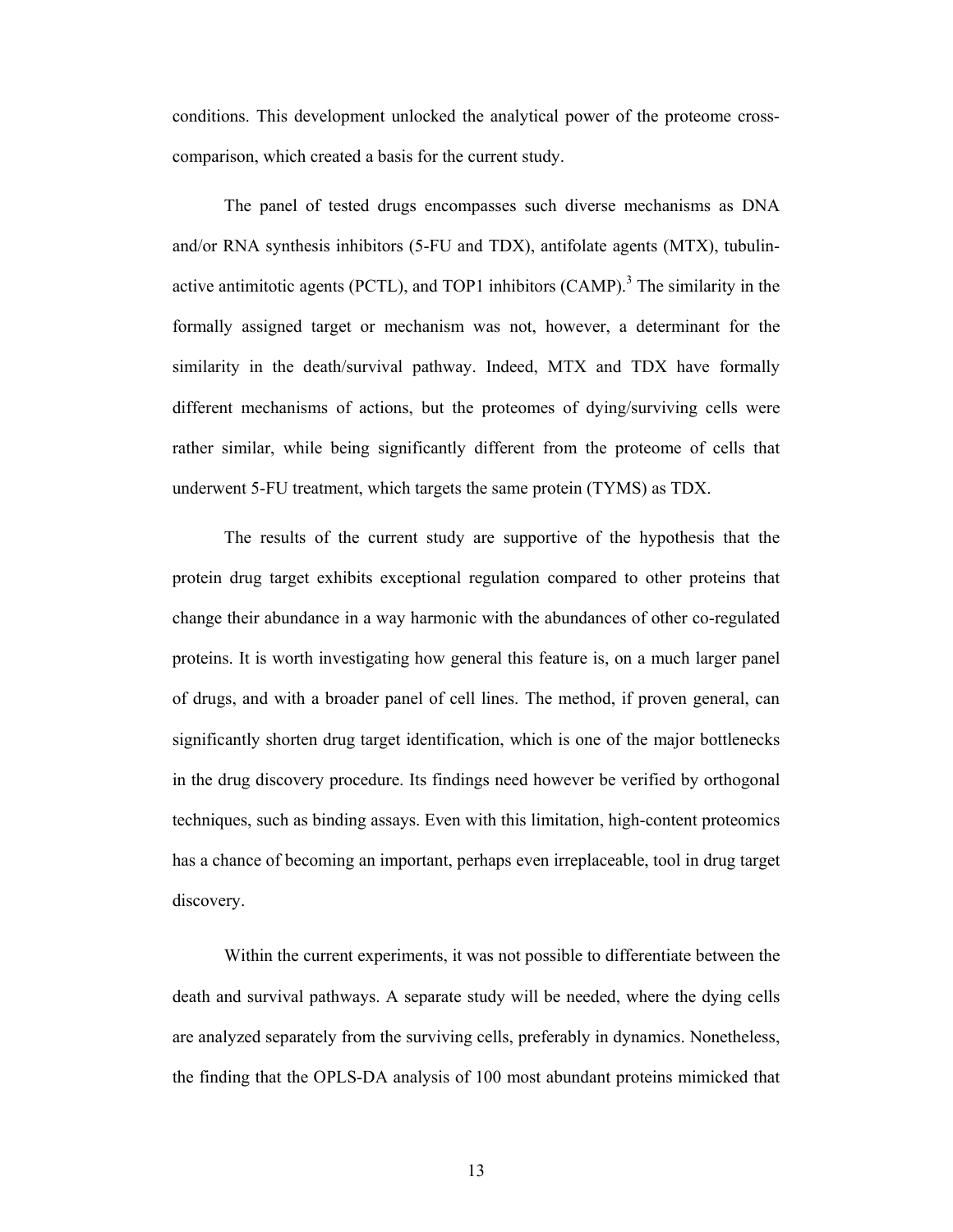conditions. This development unlocked the analytical power of the proteome cross-comparison, which created a basis for the current study.

The panel of tested drugs encompasses such diverse mechanisms as DNA and/or RNA synthesis inhibitors (5-FU and TDX), antifolate agents (MTX), tubulin-active antimitotic agents (PCTL), and TOP1 inhibitors (CAMP).[3] The similarity in the formally assigned target or mechanism was not, however, a determinant for the similarity in the death/survival pathway. Indeed, MTX and TDX have formally different mechanisms of actions, but the proteomes of dying/surviving cells were rather similar, while being significantly different from the proteome of cells that underwent 5-FU treatment, which targets the same protein (TYMS) as TDX.

The results of the current study are supportive of the hypothesis that the protein drug target exhibits exceptional regulation compared to other proteins that change their abundance in a way harmonic with the abundances of other co-regulated proteins. It is worth investigating how general this feature is, on a much larger panel of drugs, and with a broader panel of cell lines. The method, if proven general, can significantly shorten drug target identification, which is one of the major bottlenecks in the drug discovery procedure. Its findings need however be verified by orthogonal techniques, such as binding assays. Even with this limitation, high-content proteomics has a chance of becoming an important, perhaps even irreplaceable, tool in drug target discovery.

Within the current experiments, it was not possible to differentiate between the death and survival pathways. A separate study will be needed, where the dying cells are analyzed separately from the surviving cells, preferably in dynamics. Nonetheless, the finding that the OPLS-DA analysis of 100 most abundant proteins mimicked that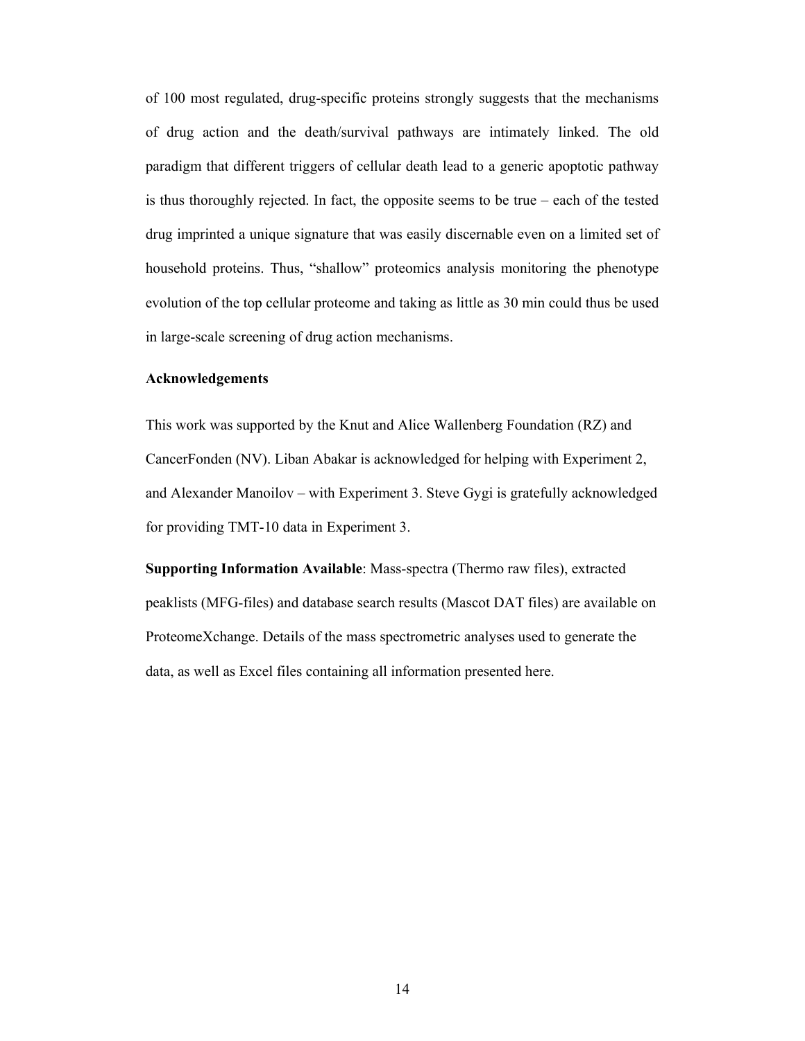of 100 most regulated, drug-specific proteins strongly suggests that the mechanisms of drug action and the death/survival pathways are intimately linked. The old paradigm that different triggers of cellular death lead to a generic apoptotic pathway is thus thoroughly rejected. In fact, the opposite seems to be true – each of the tested drug imprinted a unique signature that was easily discernable even on a limited set of household proteins. Thus, "shallow" proteomics analysis monitoring the phenotype evolution of the top cellular proteome and taking as little as 30 min could thus be used in large-scale screening of drug action mechanisms.

**Acknowledgements**

This work was supported by the Knut and Alice Wallenberg Foundation (RZ) and CancerFonden (NV). Liban Abakar is acknowledged for helping with Experiment 2, and Alexander Manoilov – with Experiment 3. Steve Gygi is gratefully acknowledged for providing TMT-10 data in Experiment 3.

**Supporting Information Available**: Mass-spectra (Thermo raw files), extracted peaklists (MFG-files) and database search results (Mascot DAT files) are available on ProteomeXchange. Details of the mass spectrometric analyses used to generate the data, as well as Excel files containing all information presented here.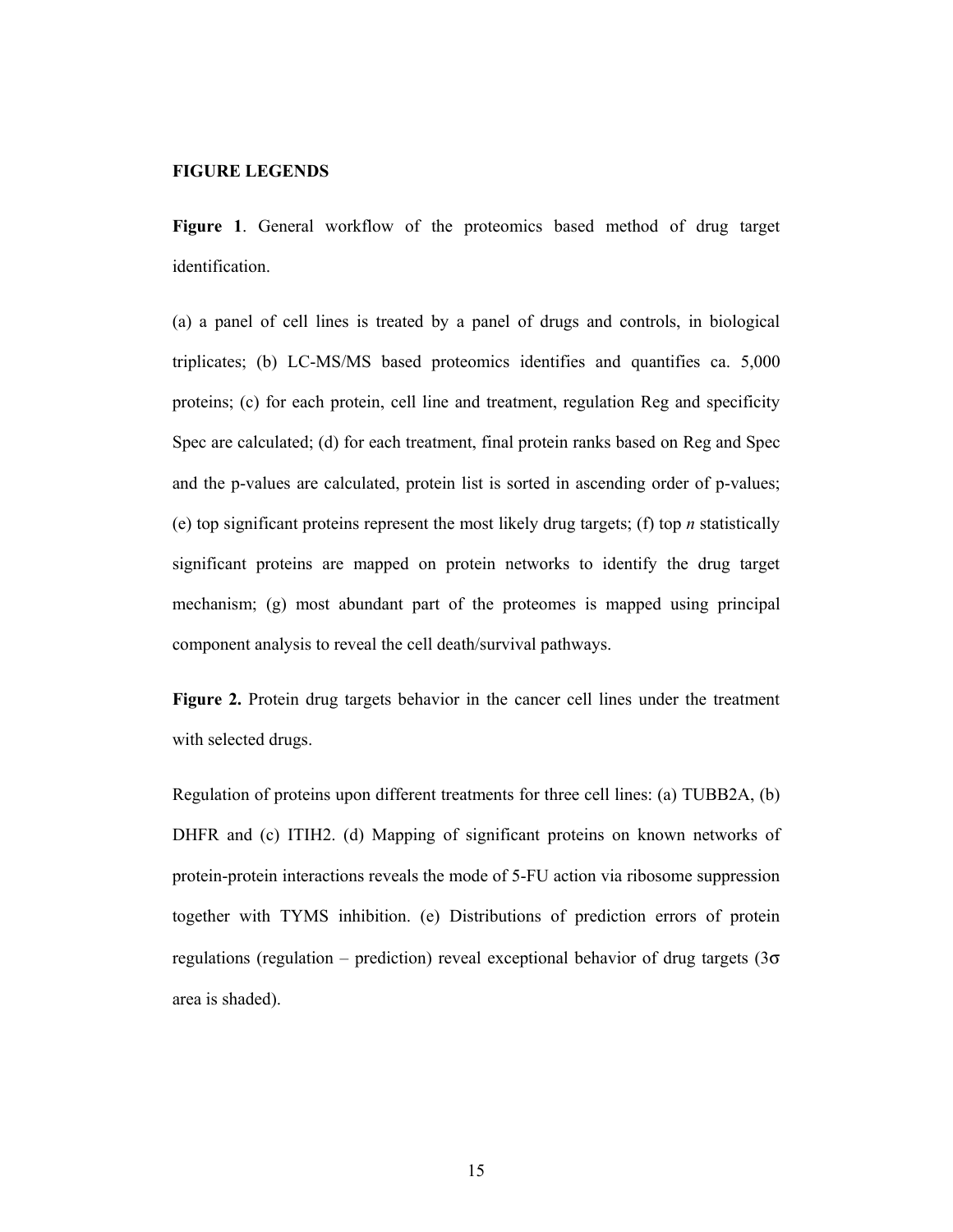## FIGURE LEGENDS

**Figure 1**. General workflow of the proteomics based method of drug target identification.

(a) a panel of cell lines is treated by a panel of drugs and controls, in biological triplicates; (b) LC-MS/MS based proteomics identifies and quantifies ca. 5,000 proteins; (c) for each protein, cell line and treatment, regulation Reg and specificity Spec are calculated; (d) for each treatment, final protein ranks based on Reg and Spec and the p-values are calculated, protein list is sorted in ascending order of p-values; (e) top significant proteins represent the most likely drug targets; (f) top *n* statistically significant proteins are mapped on protein networks to identify the drug target mechanism; (g) most abundant part of the proteomes is mapped using principal component analysis to reveal the cell death/survival pathways.

**Figure 2.** Protein drug targets behavior in the cancer cell lines under the treatment with selected drugs.

Regulation of proteins upon different treatments for three cell lines: (a) TUBB2A, (b) DHFR and (c) ITIH2. (d) Mapping of significant proteins on known networks of protein-protein interactions reveals the mode of 5-FU action via ribosome suppression together with TYMS inhibition. (e) Distributions of prediction errors of protein regulations (regulation – prediction) reveal exceptional behavior of drug targets ($3\sigma$ area is shaded).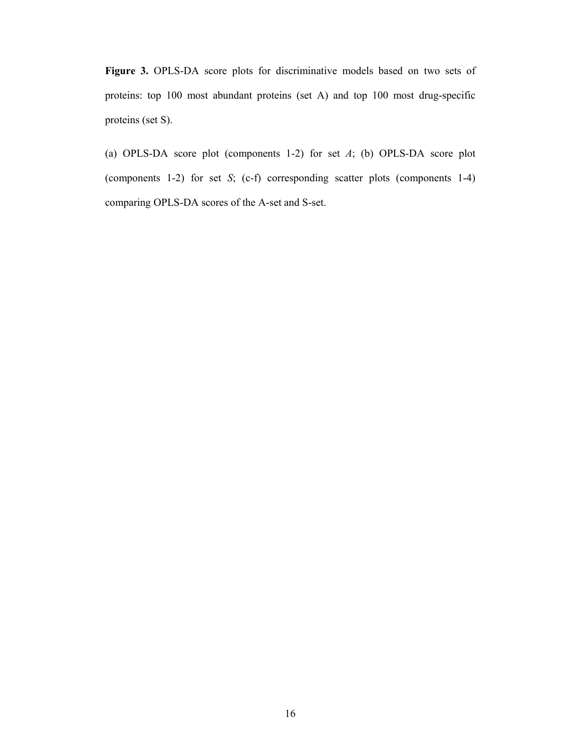**Figure 3.** OPLS-DA score plots for discriminative models based on two sets of proteins: top 100 most abundant proteins (set A) and top 100 most drug-specific proteins (set S).

(a) OPLS-DA score plot (components 1-2) for set *A*; (b) OPLS-DA score plot (components 1-2) for set *S*; (c-f) corresponding scatter plots (components 1-4) comparing OPLS-DA scores of the A-set and S-set.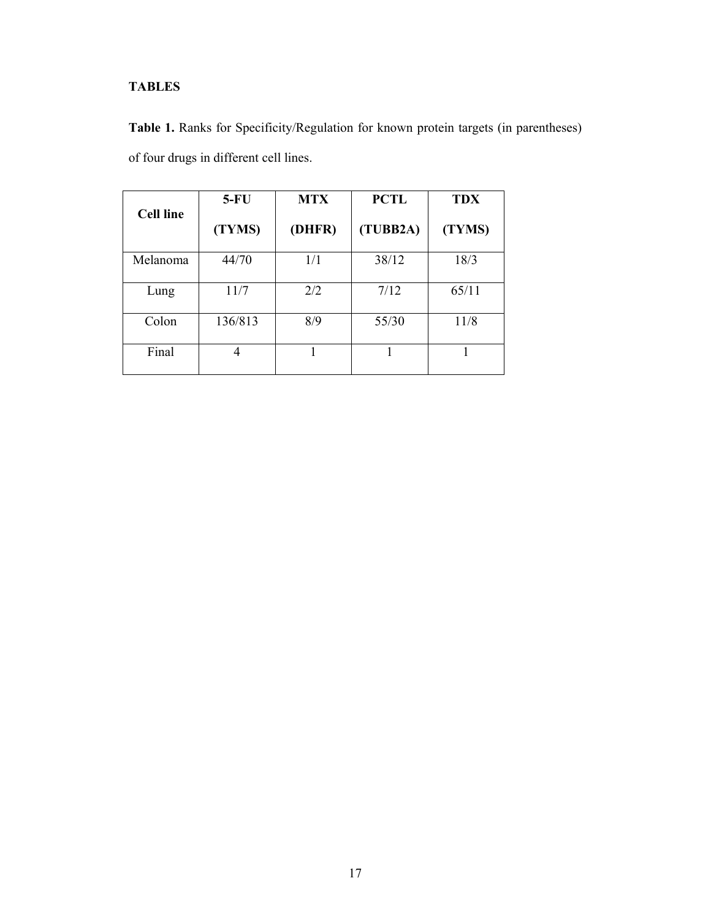## TABLES

**Table 1.** Ranks for Specificity/Regulation for known protein targets (in parentheses) of four drugs in different cell lines.

| Cell line | 5-FU (TYMS) | MTX (DHFR) | PCTL (TUBB2A) | TDX (TYMS) |
|---|---|---|---|---|
| Melanoma | 44/70 | 1/1 | 38/12 | 18/3 |
| Lung | 11/7 | 2/2 | 7/12 | 65/11 |
| Colon | 136/813 | 8/9 | 55/30 | 11/8 |
| Final | 4 | 1 | 1 | 1 |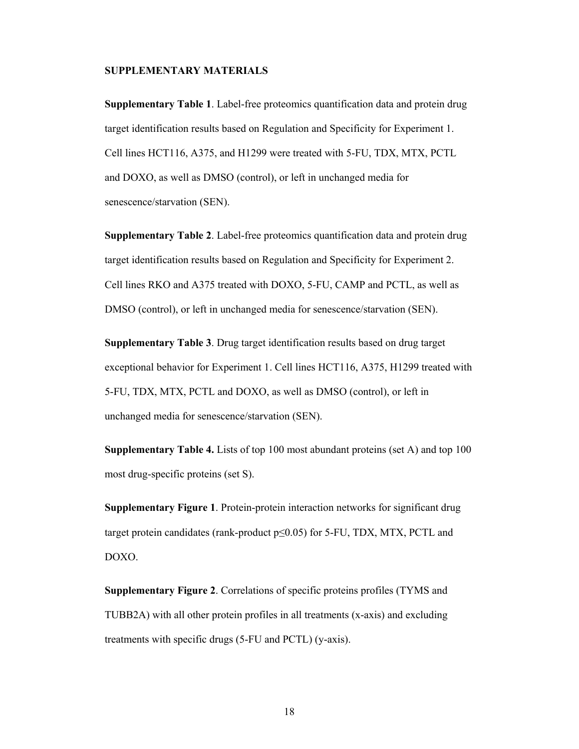## SUPPLEMENTARY MATERIALS

**Supplementary Table 1**. Label-free proteomics quantification data and protein drug target identification results based on Regulation and Specificity for Experiment 1. Cell lines HCT116, A375, and H1299 were treated with 5-FU, TDX, MTX, PCTL and DOXO, as well as DMSO (control), or left in unchanged media for senescence/starvation (SEN).

**Supplementary Table 2**. Label-free proteomics quantification data and protein drug target identification results based on Regulation and Specificity for Experiment 2. Cell lines RKO and A375 treated with DOXO, 5-FU, CAMP and PCTL, as well as DMSO (control), or left in unchanged media for senescence/starvation (SEN).

**Supplementary Table 3**. Drug target identification results based on drug target exceptional behavior for Experiment 1. Cell lines HCT116, A375, H1299 treated with 5-FU, TDX, MTX, PCTL and DOXO, as well as DMSO (control), or left in unchanged media for senescence/starvation (SEN).

**Supplementary Table 4.** Lists of top 100 most abundant proteins (set A) and top 100 most drug-specific proteins (set S).

**Supplementary Figure 1**. Protein-protein interaction networks for significant drug target protein candidates (rank-product $p \leq 0.05$) for 5-FU, TDX, MTX, PCTL and DOXO.

**Supplementary Figure 2**. Correlations of specific proteins profiles (TYMS and TUBB2A) with all other protein profiles in all treatments (x-axis) and excluding treatments with specific drugs (5-FU and PCTL) (y-axis).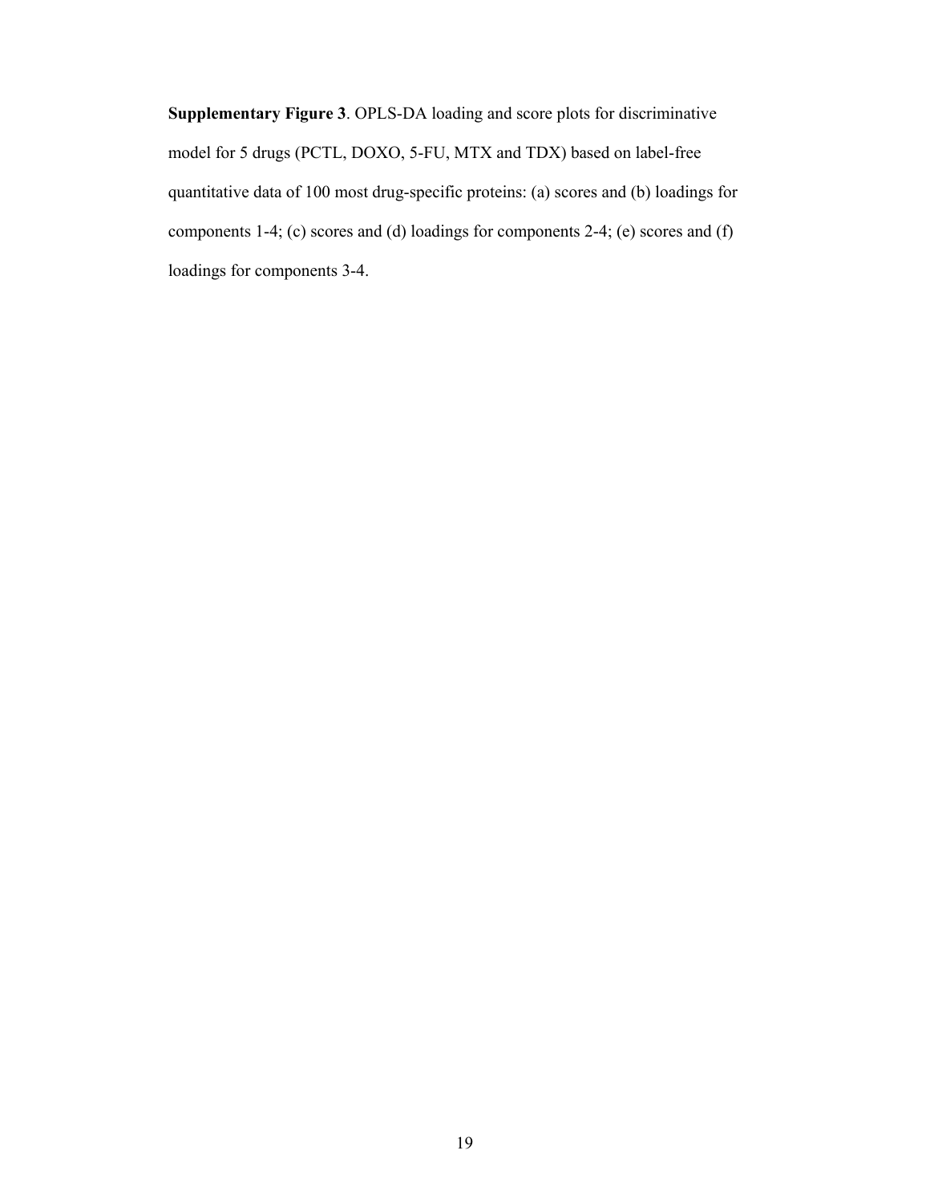**Supplementary Figure 3**. OPLS-DA loading and score plots for discriminative model for 5 drugs (PCTL, DOXO, 5-FU, MTX and TDX) based on label-free quantitative data of 100 most drug-specific proteins: (a) scores and (b) loadings for components 1-4; (c) scores and (d) loadings for components 2-4; (e) scores and (f) loadings for components 3-4.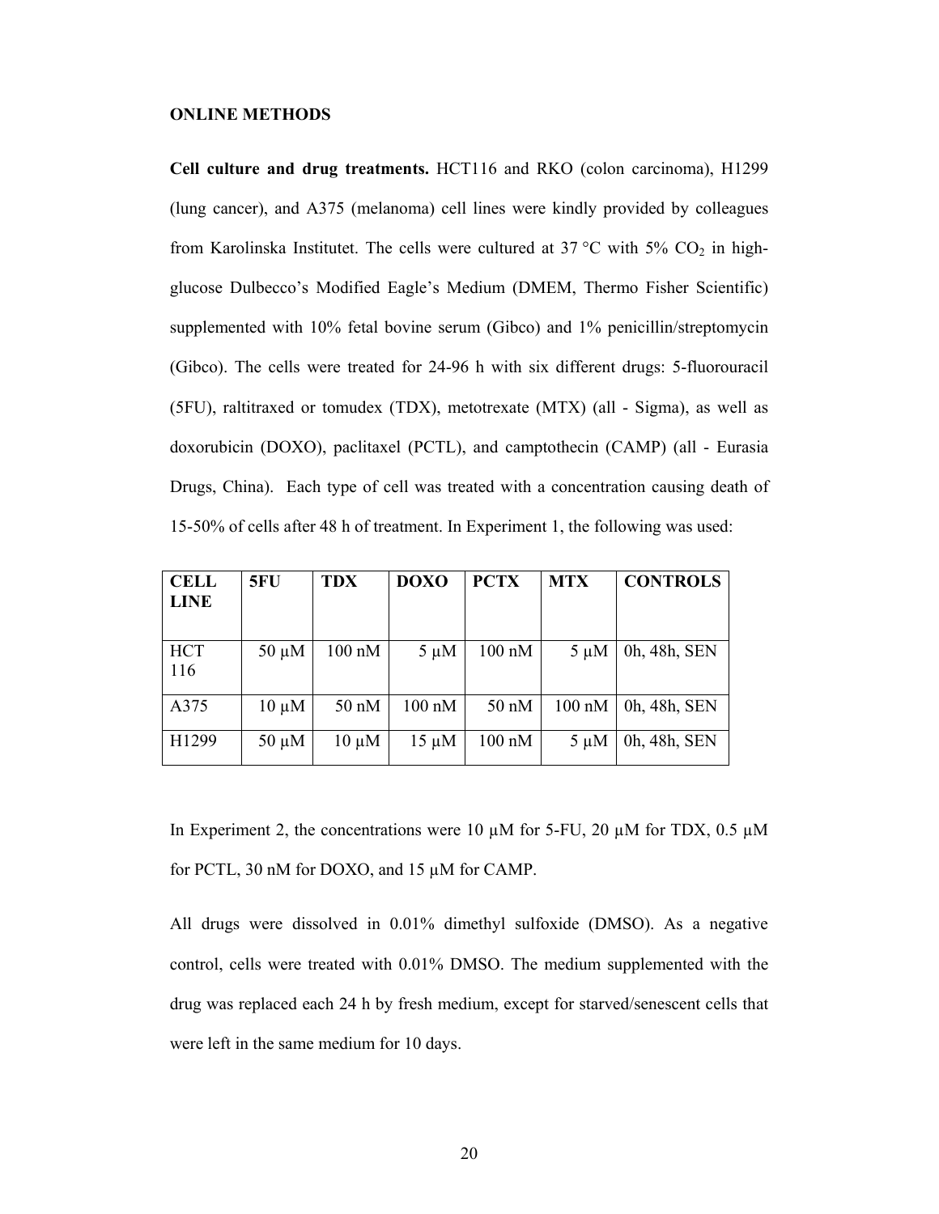**ONLINE METHODS**

**Cell culture and drug treatments.** HCT116 and RKO (colon carcinoma), H1299 (lung cancer), and A375 (melanoma) cell lines were kindly provided by colleagues from Karolinska Institutet. The cells were cultured at 37 °C with 5% $CO_2$ in high-glucose Dulbecco's Modified Eagle's Medium (DMEM, Thermo Fisher Scientific) supplemented with 10% fetal bovine serum (Gibco) and 1% penicillin/streptomycin (Gibco). The cells were treated for 24-96 h with six different drugs: 5-fluorouracil (5FU), raltitraxed or tomudex (TDX), metotrexate (MTX) (all - Sigma), as well as doxorubicin (DOXO), paclitaxel (PCTL), and camptothecin (CAMP) (all - Eurasia Drugs, China). Each type of cell was treated with a concentration causing death of 15-50% of cells after 48 h of treatment. In Experiment 1, the following was used:

| CELL LINE | 5FU | TDX | DOXO | PCTX | MTX | CONTROLS |
|---|---|---|---|---|---|---|
| HCT 116 | 50 µM | 100 nM | 5 µM | 100 nM | 5 µM | 0h, 48h, SEN |
| A375 | 10 µM | 50 nM | 100 nM | 50 nM | 100 nM | 0h, 48h, SEN |
| H1299 | 50 µM | 10 µM | 15 µM | 100 nM | 5 µM | 0h, 48h, SEN |

In Experiment 2, the concentrations were 10 µM for 5-FU, 20 µM for TDX, 0.5 µM for PCTL, 30 nM for DOXO, and 15 µM for CAMP.

All drugs were dissolved in 0.01% dimethyl sulfoxide (DMSO). As a negative control, cells were treated with 0.01% DMSO. The medium supplemented with the drug was replaced each 24 h by fresh medium, except for starved/senescent cells that were left in the same medium for 10 days.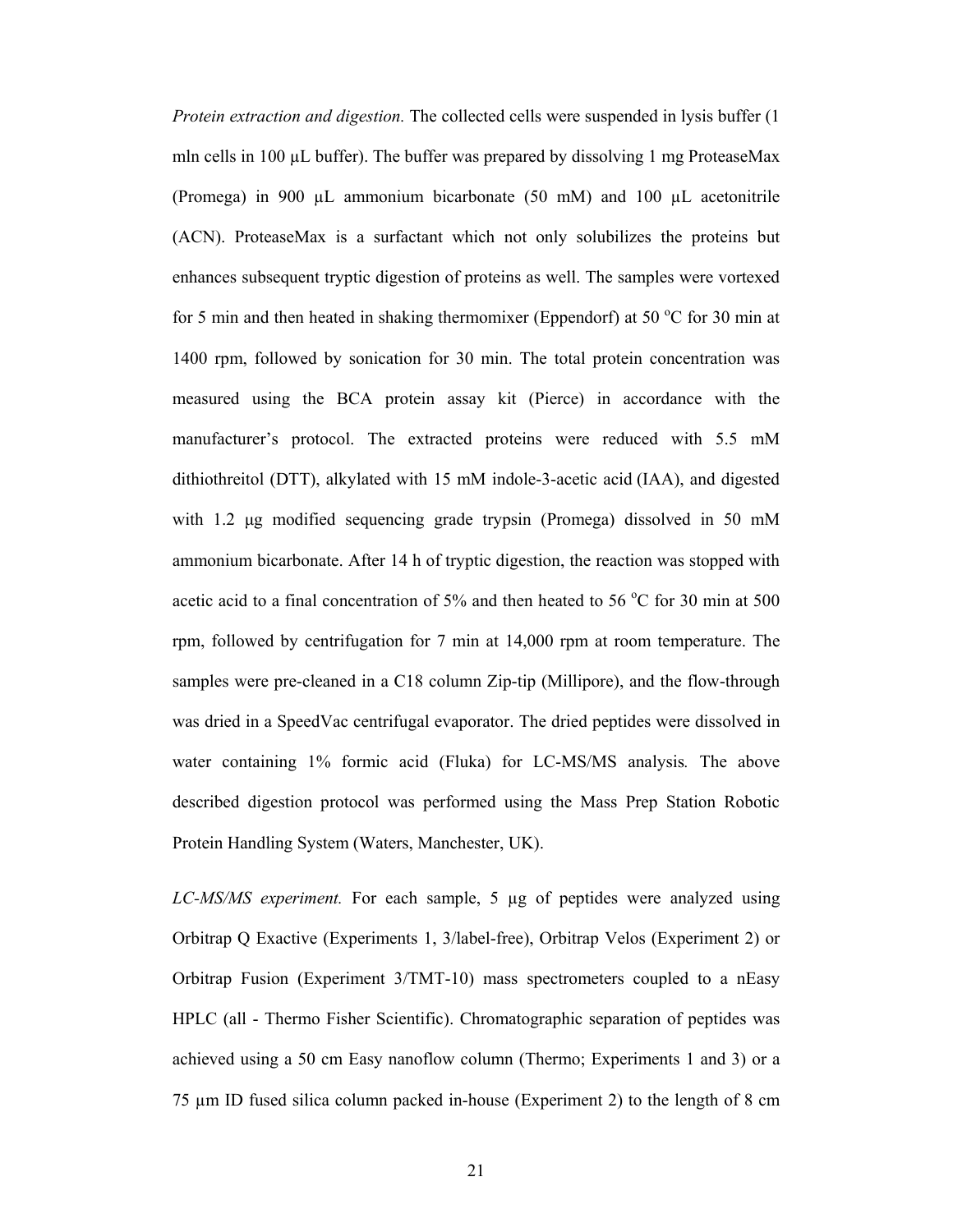*Protein extraction and digestion.* The collected cells were suspended in lysis buffer (1 mln cells in 100 µL buffer). The buffer was prepared by dissolving 1 mg ProteaseMax (Promega) in 900 µL ammonium bicarbonate (50 mM) and 100 µL acetonitrile (ACN). ProteaseMax is a surfactant which not only solubilizes the proteins but enhances subsequent tryptic digestion of proteins as well. The samples were vortexed for 5 min and then heated in shaking thermomixer (Eppendorf) at 50 $^{o}$C for 30 min at 1400 rpm, followed by sonication for 30 min. The total protein concentration was measured using the BCA protein assay kit (Pierce) in accordance with the manufacturer's protocol. The extracted proteins were reduced with 5.5 mM dithiothreitol (DTT), alkylated with 15 mM indole-3-acetic acid (IAA), and digested with 1.2 µg modified sequencing grade trypsin (Promega) dissolved in 50 mM ammonium bicarbonate. After 14 h of tryptic digestion, the reaction was stopped with acetic acid to a final concentration of 5% and then heated to 56 $^{o}$C for 30 min at 500 rpm, followed by centrifugation for 7 min at 14,000 rpm at room temperature. The samples were pre-cleaned in a C18 column Zip-tip (Millipore), and the flow-through was dried in a SpeedVac centrifugal evaporator. The dried peptides were dissolved in water containing 1% formic acid (Fluka) for LC-MS/MS analysis*.* The above described digestion protocol was performed using the Mass Prep Station Robotic Protein Handling System (Waters, Manchester, UK).

*LC-MS/MS experiment.* For each sample, 5 µg of peptides were analyzed using Orbitrap Q Exactive (Experiments 1, 3/label-free), Orbitrap Velos (Experiment 2) or Orbitrap Fusion (Experiment 3/TMT-10) mass spectrometers coupled to a nEasy HPLC (all - Thermo Fisher Scientific). Chromatographic separation of peptides was achieved using a 50 cm Easy nanoflow column (Thermo; Experiments 1 and 3) or a 75 µm ID fused silica column packed in-house (Experiment 2) to the length of 8 cm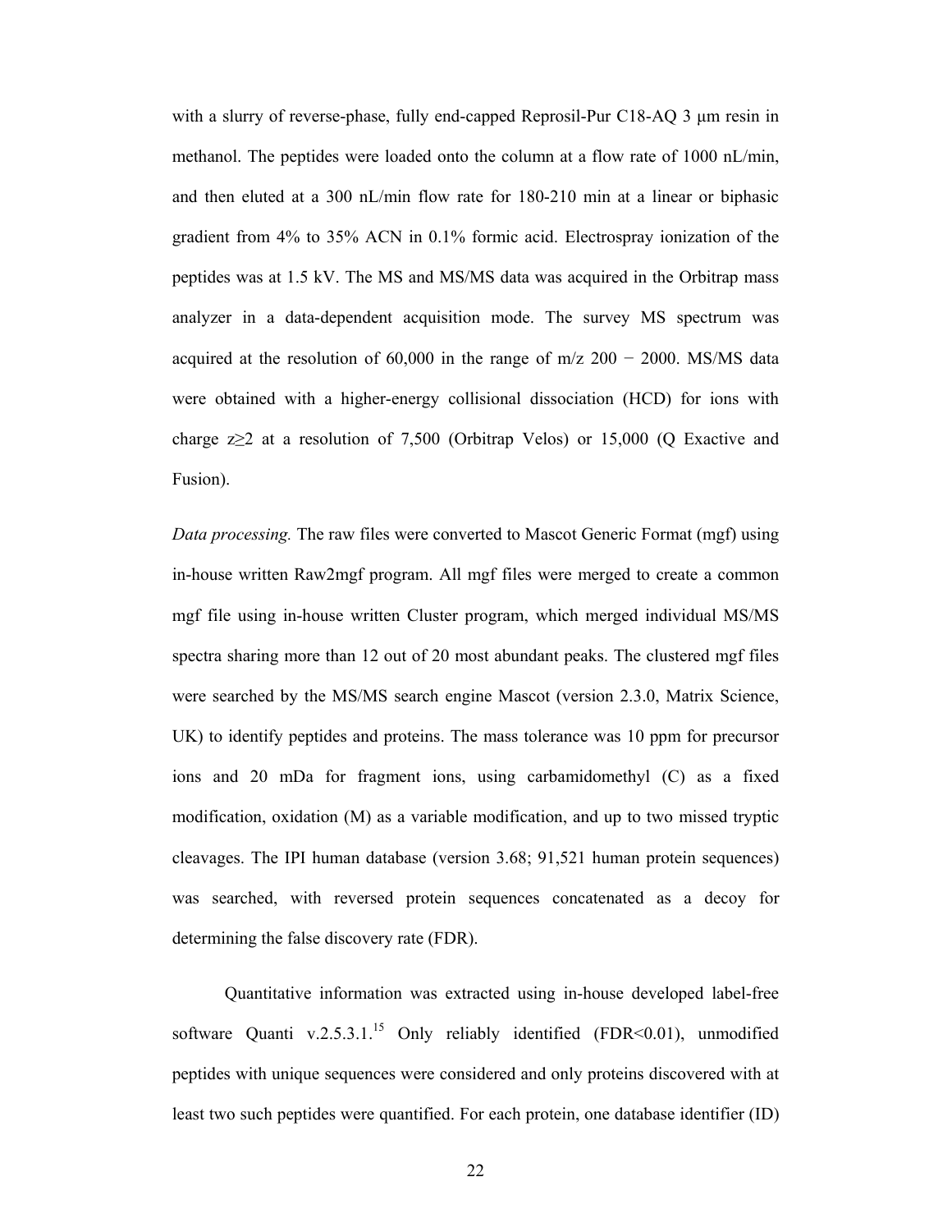with a slurry of reverse-phase, fully end-capped Reprosil-Pur C18-AQ 3 μm resin in methanol. The peptides were loaded onto the column at a flow rate of 1000 nL/min, and then eluted at a 300 nL/min flow rate for 180-210 min at a linear or biphasic gradient from 4% to 35% ACN in 0.1% formic acid. Electrospray ionization of the peptides was at 1.5 kV. The MS and MS/MS data was acquired in the Orbitrap mass analyzer in a data-dependent acquisition mode. The survey MS spectrum was acquired at the resolution of 60,000 in the range of m/z 200 − 2000. MS/MS data were obtained with a higher-energy collisional dissociation (HCD) for ions with charge $z \geq 2$ at a resolution of 7,500 (Orbitrap Velos) or 15,000 (Q Exactive and Fusion).

*Data processing.* The raw files were converted to Mascot Generic Format (mgf) using in-house written Raw2mgf program. All mgf files were merged to create a common mgf file using in-house written Cluster program, which merged individual MS/MS spectra sharing more than 12 out of 20 most abundant peaks. The clustered mgf files were searched by the MS/MS search engine Mascot (version 2.3.0, Matrix Science, UK) to identify peptides and proteins. The mass tolerance was 10 ppm for precursor ions and 20 mDa for fragment ions, using carbamidomethyl (C) as a fixed modification, oxidation (M) as a variable modification, and up to two missed tryptic cleavages. The IPI human database (version 3.68; 91,521 human protein sequences) was searched, with reversed protein sequences concatenated as a decoy for determining the false discovery rate (FDR).

Quantitative information was extracted using in-house developed label-free software Quanti v.2.5.3.1.[15] Only reliably identified (FDR<0.01), unmodified peptides with unique sequences were considered and only proteins discovered with at least two such peptides were quantified. For each protein, one database identifier (ID)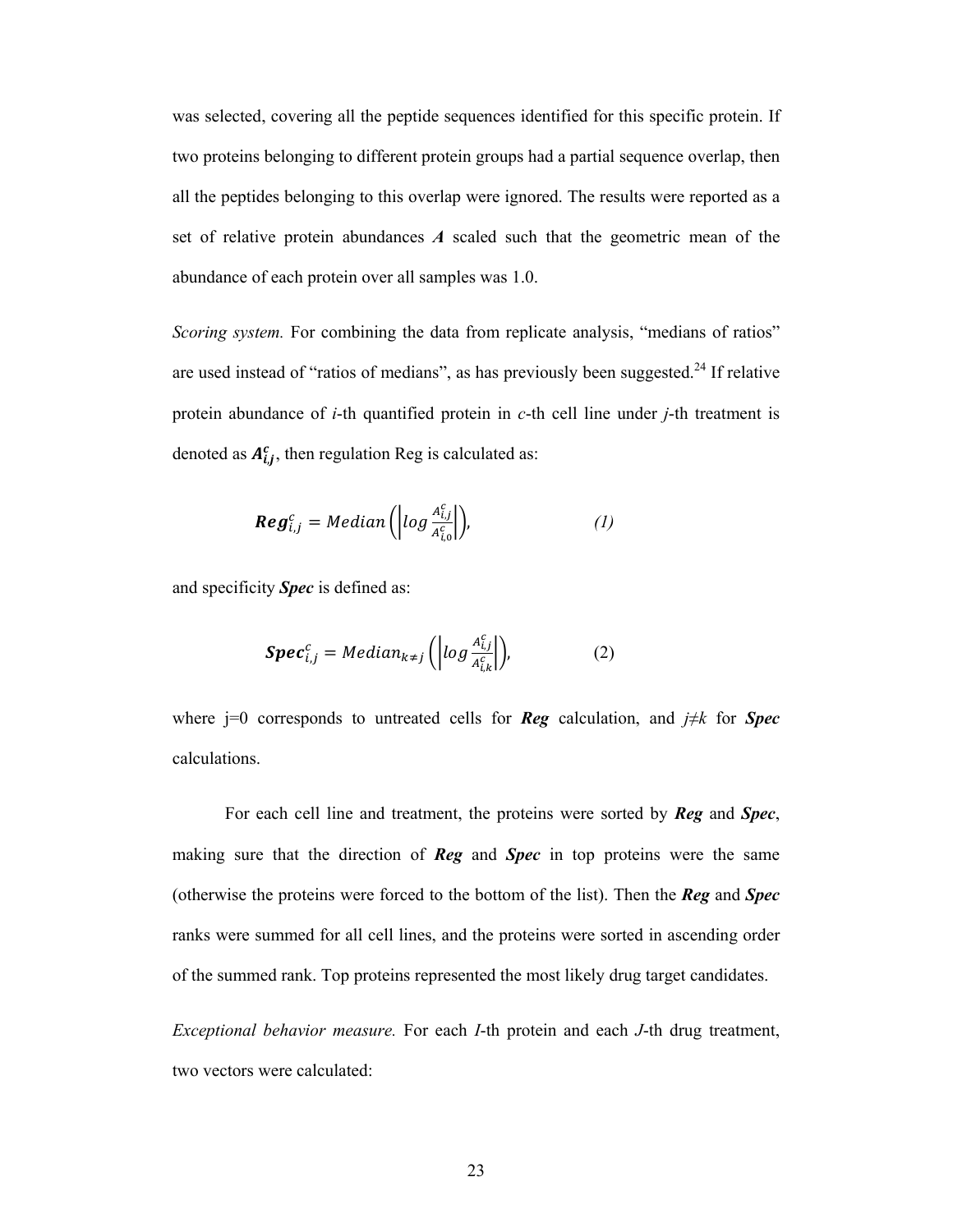was selected, covering all the peptide sequences identified for this specific protein. If two proteins belonging to different protein groups had a partial sequence overlap, then all the peptides belonging to this overlap were ignored. The results were reported as a set of relative protein abundances ***A*** scaled such that the geometric mean of the abundance of each protein over all samples was 1.0.

*Scoring system.* For combining the data from replicate analysis, "medians of ratios" are used instead of "ratios of medians", as has previously been suggested.[24] If relative protein abundance of *i*-th quantified protein in *c*-th cell line under *j*-th treatment is denoted as $\boldsymbol{A_{i,j}^{c}}$, then regulation Reg is calculated as:

$$\boldsymbol{Reg}_{i,j}^{c} = Median\left(\left|log\frac{A_{i,j}^{c}}{A_{i,0}^{c}}\right|\right), \qquad (1)$$

and specificity ***Spec*** is defined as:

$$\boldsymbol{Spec}_{i,j}^{c} = Median_{k \neq j}\left(\left|log\frac{A_{i,j}^{c}}{A_{i,k}^{c}}\right|\right), \qquad (2)$$

where j=0 corresponds to untreated cells for ***Reg*** calculation, and $j \neq k$ for ***Spec*** calculations.

For each cell line and treatment, the proteins were sorted by ***Reg*** and ***Spec***, making sure that the direction of ***Reg*** and ***Spec*** in top proteins were the same (otherwise the proteins were forced to the bottom of the list). Then the ***Reg*** and ***Spec*** ranks were summed for all cell lines, and the proteins were sorted in ascending order of the summed rank. Top proteins represented the most likely drug target candidates.

*Exceptional behavior measure.* For each *I*-th protein and each *J*-th drug treatment, two vectors were calculated: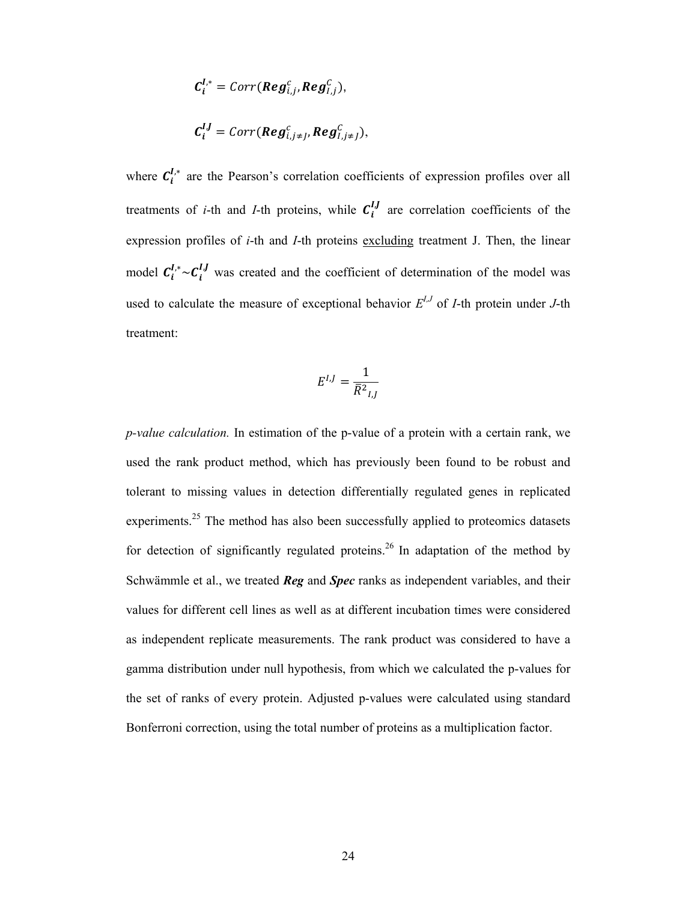$$\boldsymbol{C}_{\boldsymbol{i}}^{\boldsymbol{I},*} = Corr(\boldsymbol{Reg}_{i,j}^{c}, \boldsymbol{Reg}_{I,j}^{C}),$$

$$\boldsymbol{C}_{\boldsymbol{i}}^{\boldsymbol{I}\boldsymbol{J}} = Corr(\boldsymbol{Reg}_{i,j\neq J}^{c}, \boldsymbol{Reg}_{I,j\neq J}^{C}),$$

where $\boldsymbol{C}_{\boldsymbol{i}}^{\boldsymbol{I},*}$ are the Pearson's correlation coefficients of expression profiles over all treatments of *i*-th and *I*-th proteins, while $\boldsymbol{C}_{\boldsymbol{i}}^{\boldsymbol{I}\boldsymbol{J}}$ are correlation coefficients of the expression profiles of *i*-th and *I*-th proteins <u>excluding</u> treatment J. Then, the linear model $\boldsymbol{C}_{\boldsymbol{i}}^{\boldsymbol{I},*} \sim \boldsymbol{C}_{\boldsymbol{i}}^{\boldsymbol{I}\boldsymbol{J}}$ was created and the coefficient of determination of the model was used to calculate the measure of exceptional behavior $E^{I,J}$ of *I*-th protein under *J*-th treatment:

$$E^{I,J} = \frac{1}{\bar{R}^2{}_{I,J}}$$

*p-value calculation.* In estimation of the p-value of a protein with a certain rank, we used the rank product method, which has previously been found to be robust and tolerant to missing values in detection differentially regulated genes in replicated experiments.[25] The method has also been successfully applied to proteomics datasets for detection of significantly regulated proteins.[26] In adaptation of the method by Schwämmle et al., we treated ***Reg*** and ***Spec*** ranks as independent variables, and their values for different cell lines as well as at different incubation times were considered as independent replicate measurements. The rank product was considered to have a gamma distribution under null hypothesis, from which we calculated the p-values for the set of ranks of every protein. Adjusted p-values were calculated using standard Bonferroni correction, using the total number of proteins as a multiplication factor.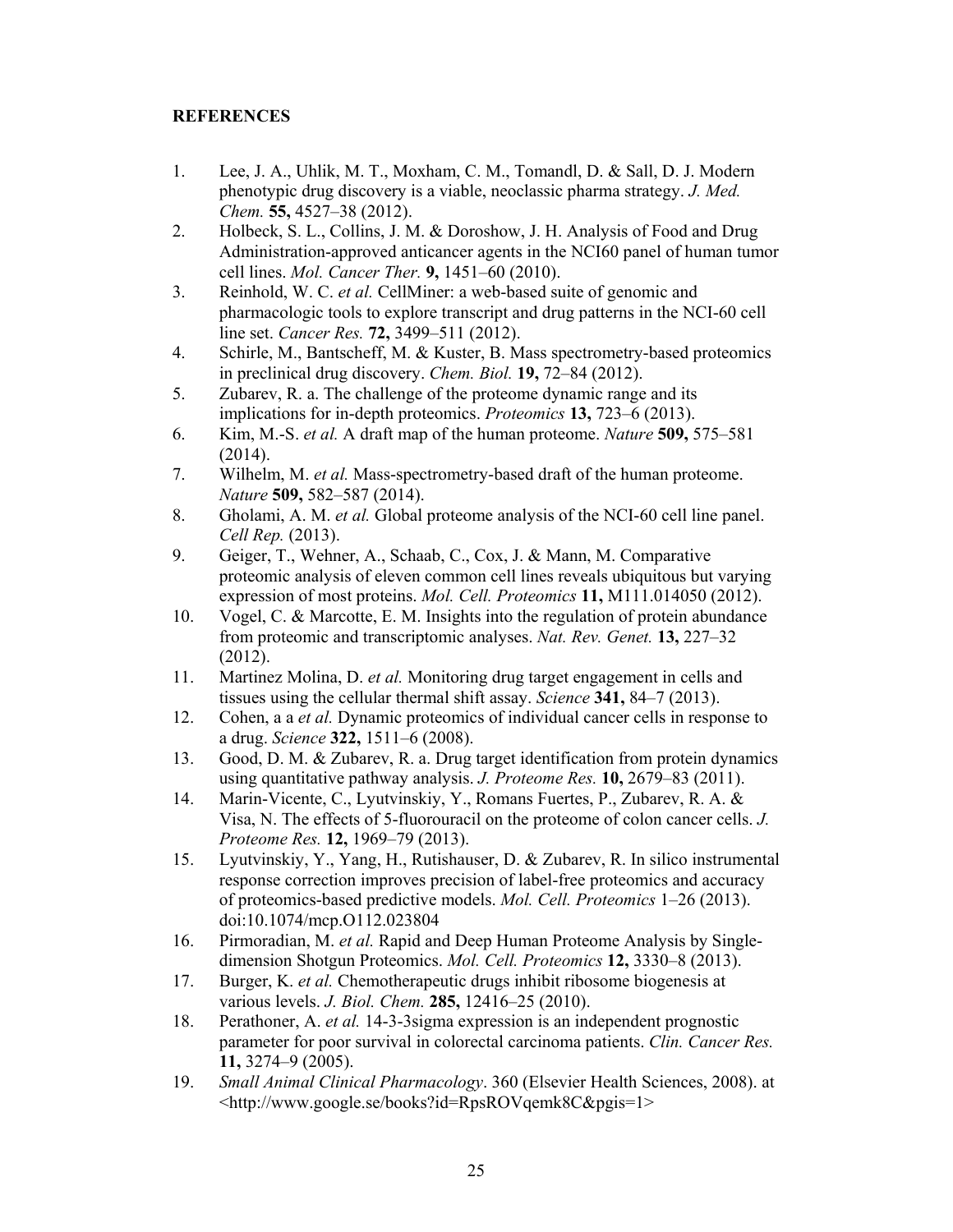**REFERENCES**

1. Lee, J. A., Uhlik, M. T., Moxham, C. M., Tomandl, D. & Sall, D. J. Modern phenotypic drug discovery is a viable, neoclassic pharma strategy. *J. Med. Chem.* **55,** 4527–38 (2012).
2. Holbeck, S. L., Collins, J. M. & Doroshow, J. H. Analysis of Food and Drug Administration-approved anticancer agents in the NCI60 panel of human tumor cell lines. *Mol. Cancer Ther.* **9,** 1451–60 (2010).
3. Reinhold, W. C. *et al.* CellMiner: a web-based suite of genomic and pharmacologic tools to explore transcript and drug patterns in the NCI-60 cell line set. *Cancer Res.* **72,** 3499–511 (2012).
4. Schirle, M., Bantscheff, M. & Kuster, B. Mass spectrometry-based proteomics in preclinical drug discovery. *Chem. Biol.* **19,** 72–84 (2012).
5. Zubarev, R. a. The challenge of the proteome dynamic range and its implications for in-depth proteomics. *Proteomics* **13,** 723–6 (2013).
6. Kim, M.-S. *et al.* A draft map of the human proteome. *Nature* **509,** 575–581 (2014).
7. Wilhelm, M. *et al.* Mass-spectrometry-based draft of the human proteome. *Nature* **509,** 582–587 (2014).
8. Gholami, A. M. *et al.* Global proteome analysis of the NCI-60 cell line panel. *Cell Rep.* (2013).
9. Geiger, T., Wehner, A., Schaab, C., Cox, J. & Mann, M. Comparative proteomic analysis of eleven common cell lines reveals ubiquitous but varying expression of most proteins. *Mol. Cell. Proteomics* **11,** M111.014050 (2012).
10. Vogel, C. & Marcotte, E. M. Insights into the regulation of protein abundance from proteomic and transcriptomic analyses. *Nat. Rev. Genet.* **13,** 227–32 (2012).
11. Martinez Molina, D. *et al.* Monitoring drug target engagement in cells and tissues using the cellular thermal shift assay. *Science* **341,** 84–7 (2013).
12. Cohen, a a *et al.* Dynamic proteomics of individual cancer cells in response to a drug. *Science* **322,** 1511–6 (2008).
13. Good, D. M. & Zubarev, R. a. Drug target identification from protein dynamics using quantitative pathway analysis. *J. Proteome Res.* **10,** 2679–83 (2011).
14. Marin-Vicente, C., Lyutvinskiy, Y., Romans Fuertes, P., Zubarev, R. A. & Visa, N. The effects of 5-fluorouracil on the proteome of colon cancer cells. *J. Proteome Res.* **12,** 1969–79 (2013).
15. Lyutvinskiy, Y., Yang, H., Rutishauser, D. & Zubarev, R. In silico instrumental response correction improves precision of label-free proteomics and accuracy of proteomics-based predictive models. *Mol. Cell. Proteomics* 1–26 (2013). doi:10.1074/mcp.O112.023804
16. Pirmoradian, M. *et al.* Rapid and Deep Human Proteome Analysis by Single-dimension Shotgun Proteomics. *Mol. Cell. Proteomics* **12,** 3330–8 (2013).
17. Burger, K. *et al.* Chemotherapeutic drugs inhibit ribosome biogenesis at various levels. *J. Biol. Chem.* **285,** 12416–25 (2010).
18. Perathoner, A. *et al.* 14-3-3sigma expression is an independent prognostic parameter for poor survival in colorectal carcinoma patients. *Clin. Cancer Res.* **11,** 3274–9 (2005).
19. *Small Animal Clinical Pharmacology*. 360 (Elsevier Health Sciences, 2008). at <http://www.google.se/books?id=RpsROVqemk8C&pgis=1>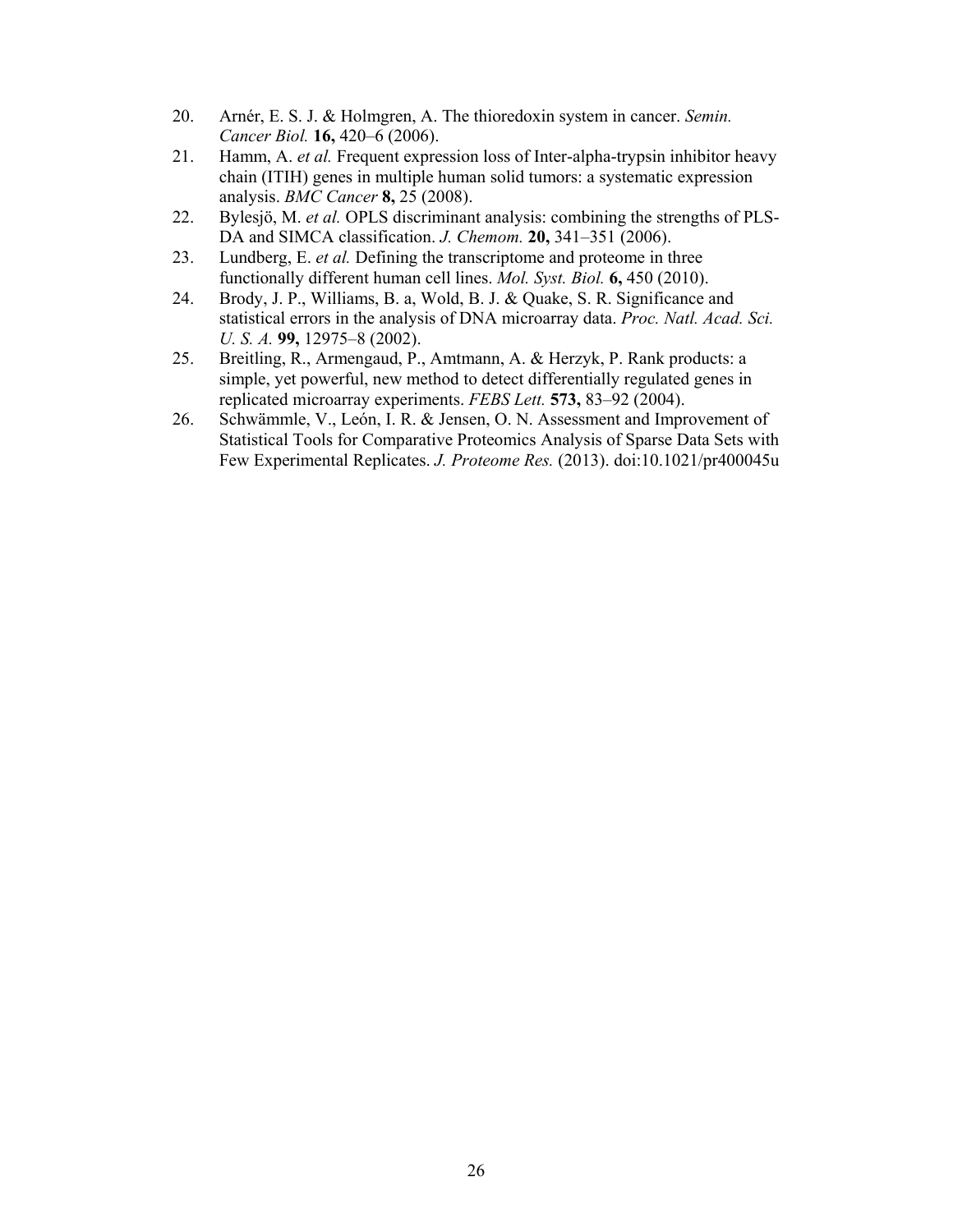20. Arnér, E. S. J. & Holmgren, A. The thioredoxin system in cancer. *Semin. Cancer Biol.* **16,** 420–6 (2006).
21. Hamm, A. *et al.* Frequent expression loss of Inter-alpha-trypsin inhibitor heavy chain (ITIH) genes in multiple human solid tumors: a systematic expression analysis. *BMC Cancer* **8,** 25 (2008).
22. Bylesjö, M. *et al.* OPLS discriminant analysis: combining the strengths of PLS-DA and SIMCA classification. *J. Chemom.* **20,** 341–351 (2006).
23. Lundberg, E. *et al.* Defining the transcriptome and proteome in three functionally different human cell lines. *Mol. Syst. Biol.* **6,** 450 (2010).
24. Brody, J. P., Williams, B. a, Wold, B. J. & Quake, S. R. Significance and statistical errors in the analysis of DNA microarray data. *Proc. Natl. Acad. Sci. U. S. A.* **99,** 12975–8 (2002).
25. Breitling, R., Armengaud, P., Amtmann, A. & Herzyk, P. Rank products: a simple, yet powerful, new method to detect differentially regulated genes in replicated microarray experiments. *FEBS Lett.* **573,** 83–92 (2004).
26. Schwämmle, V., León, I. R. & Jensen, O. N. Assessment and Improvement of Statistical Tools for Comparative Proteomics Analysis of Sparse Data Sets with Few Experimental Replicates. *J. Proteome Res.* (2013). doi:10.1021/pr400045u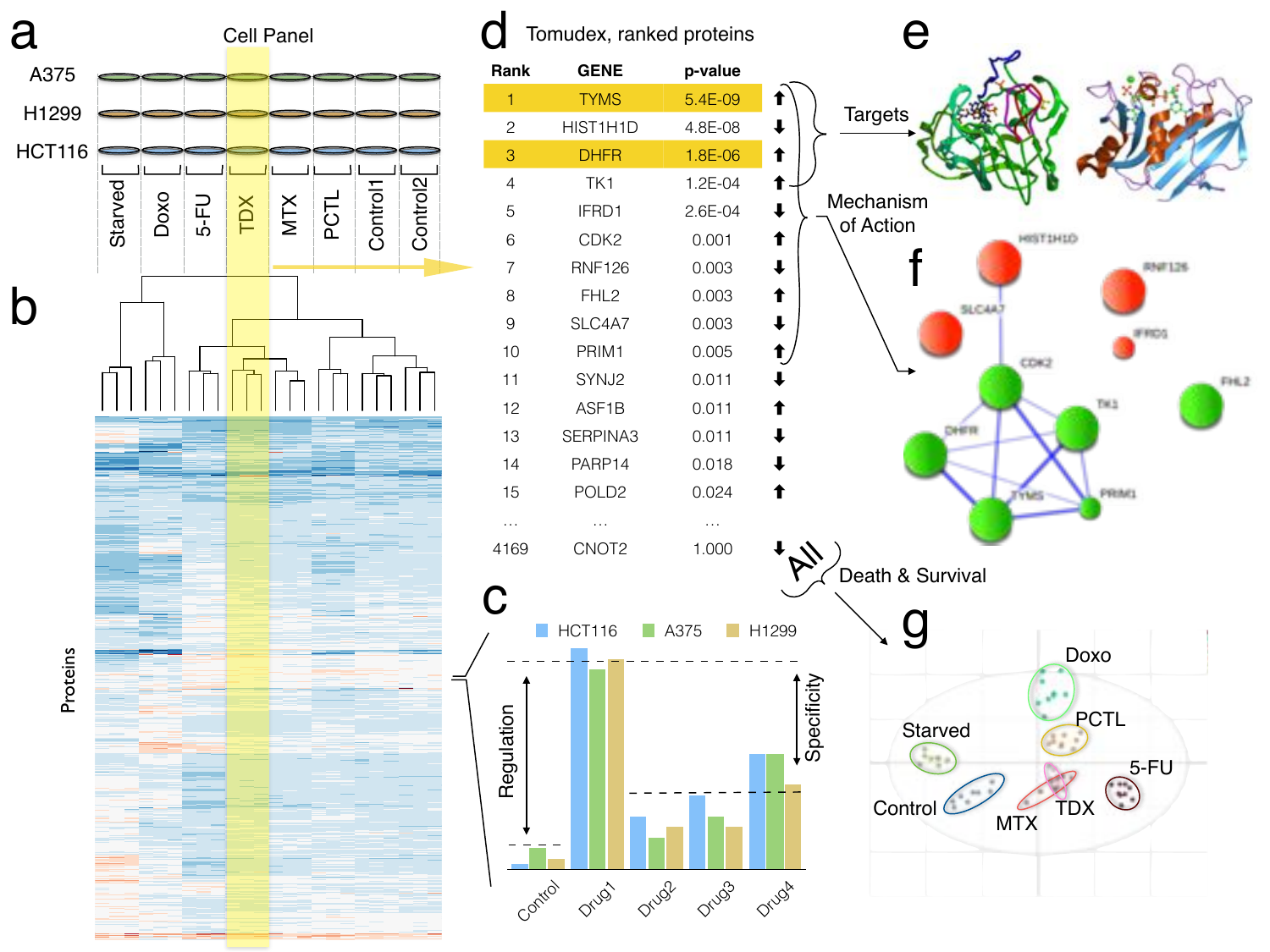a

Cell Panel

A375

H1299

HCT116

Starved | Doxo | 5-FU | TDX | MTX | PCTL | Control1 | Control2

b

Proteins

d Tomudex, ranked proteins

| Rank | GENE | p-value | |
|---|---|---|---|
| 1 | TYMS | 5.4E-09 | ⬆ |
| 2 | HIST1H1D | 4.8E-08 | ⬇ |
| 3 | DHFR | 1.8E-06 | ⬆ |
| 4 | TK1 | 1.2E-04 | ⬆ |
| 5 | IFRD1 | 2.6E-04 | ⬇ |
| 6 | CDK2 | 0.001 | ⬆ |
| 7 | RNF126 | 0.003 | ⬇ |
| 8 | FHL2 | 0.003 | ⬆ |
| 9 | SLC4A7 | 0.003 | ⬇ |
| 10 | PRIM1 | 0.005 | ⬆ |
| 11 | SYNJ2 | 0.011 | ⬇ |
| 12 | ASF1B | 0.011 | ⬆ |
| 13 | SERPINA3 | 0.011 | ⬇ |
| 14 | PARP14 | 0.018 | ⬇ |
| 15 | POLD2 | 0.024 | ⬆ |
| ... | ... | ... | |
| 4169 | CNOT2 | 1.000 | ⬇ |

Targets

Mechanism of Action

All

Death & Survival

e

f

HIST1H1D, RNF126, SLC4A7, IFRD1, CDK2, FHL2, TK1, DHFR, TYMS, PRIM1

c

HCT116 | A375 | H1299

Regulation

Specificity

Control | Drug1 | Drug2 | Drug3 | Drug4

g

Doxo, PCTL, Starved, 5-FU, Control, MTX, TDX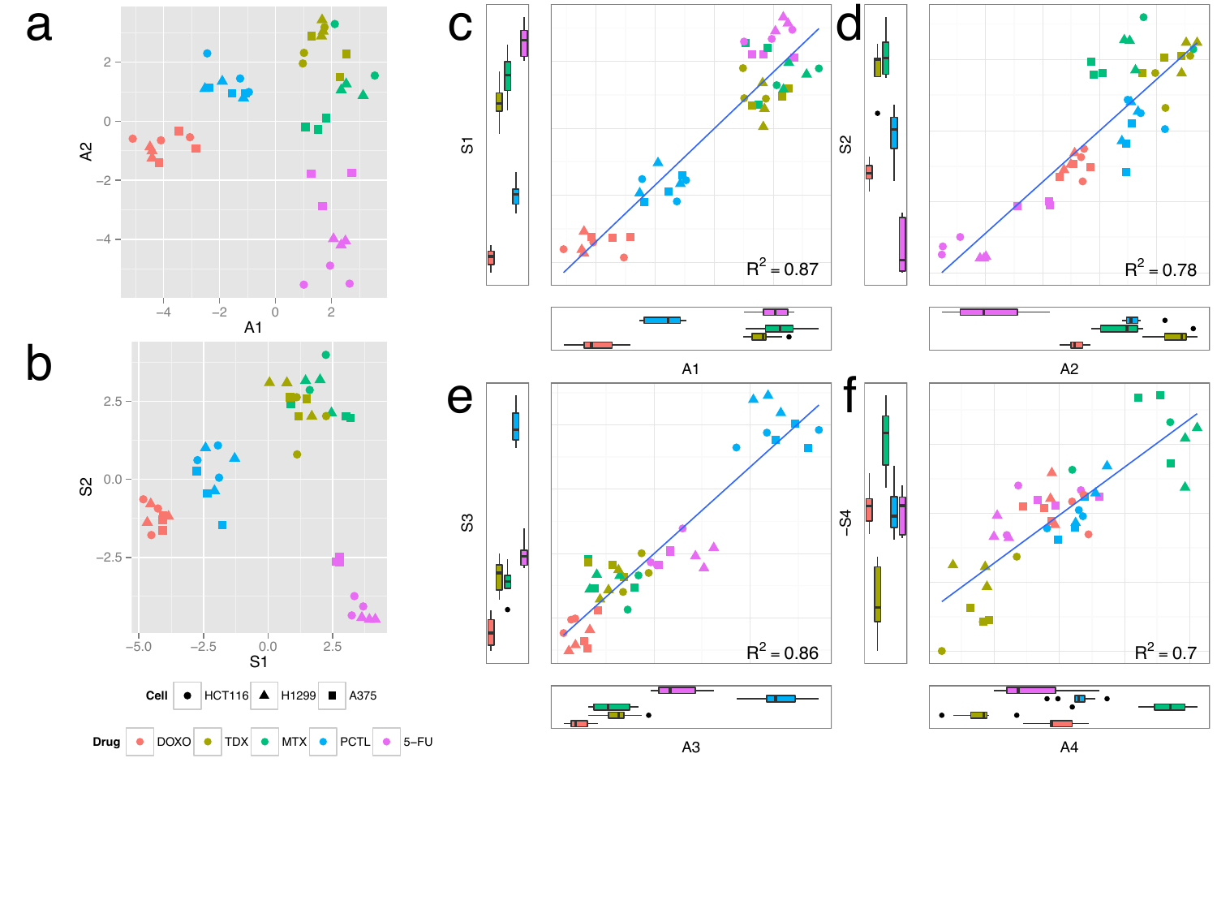a

A2

A1

2

0

−2

−4

−4 −2 0 2

b

S2

S1

2.5

0.0

−2.5

−5.0 −2.5 0.0 2.5

Cell ● HCT116 ▲ H1299 ■ A375

Drug DOXO TDX MTX PCTL 5−FU

c

S1

A1

$R^2 = 0.87$

d

S2

A2

$R^2 = 0.78$

e

S3

A3

$R^2 = 0.86$

f

−S4

A4

$R^2 = 0.7$